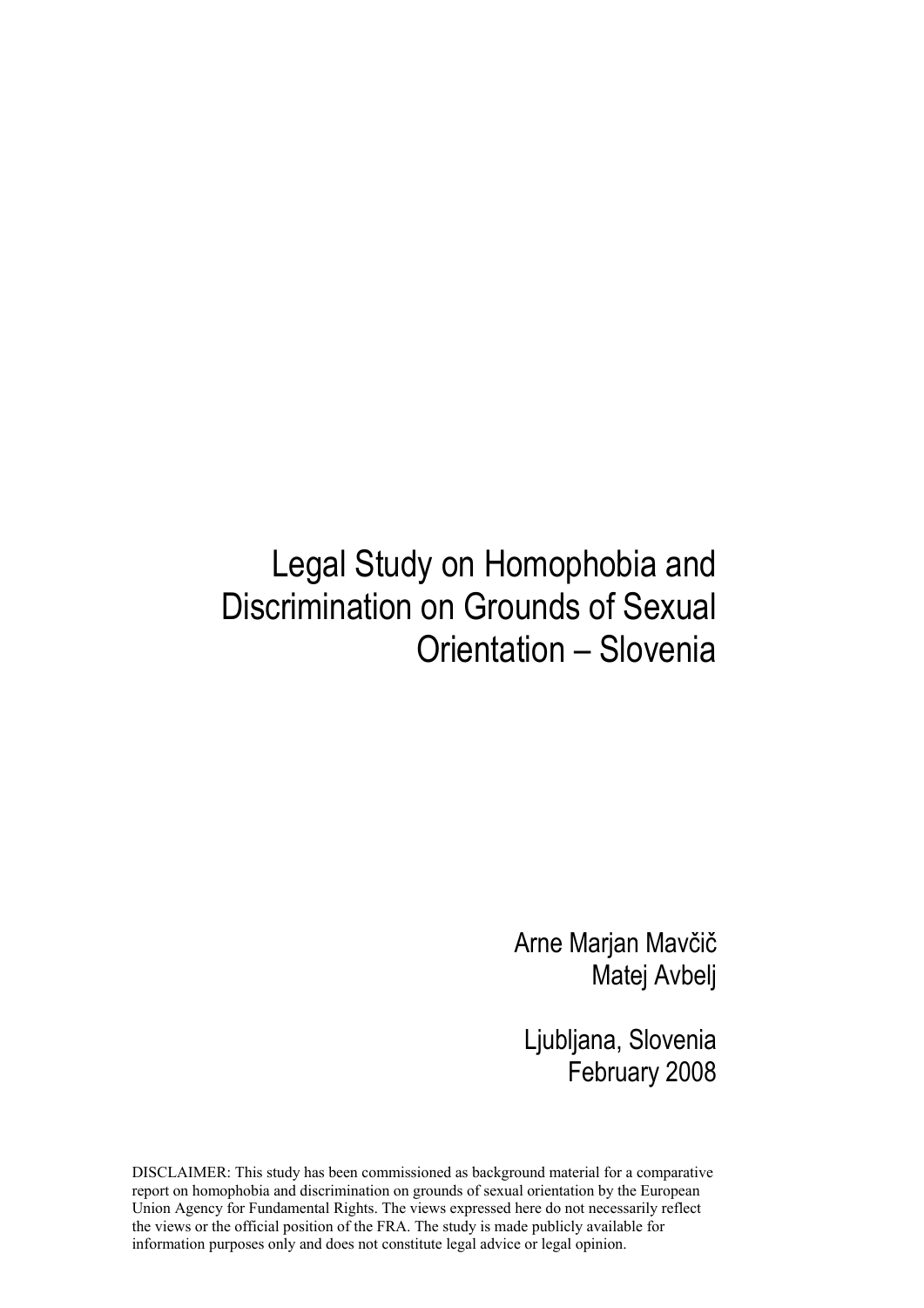# Legal Study on Homophobia and Discrimination on Grounds of Sexual Orientation – Slovenia

Arne Marjan Mavčič
Matej Avbelj

Ljubljana, Slovenia
February 2008

DISCLAIMER: This study has been commissioned as background material for a comparative report on homophobia and discrimination on grounds of sexual orientation by the European Union Agency for Fundamental Rights. The views expressed here do not necessarily reflect the views or the official position of the FRA. The study is made publicly available for information purposes only and does not constitute legal advice or legal opinion.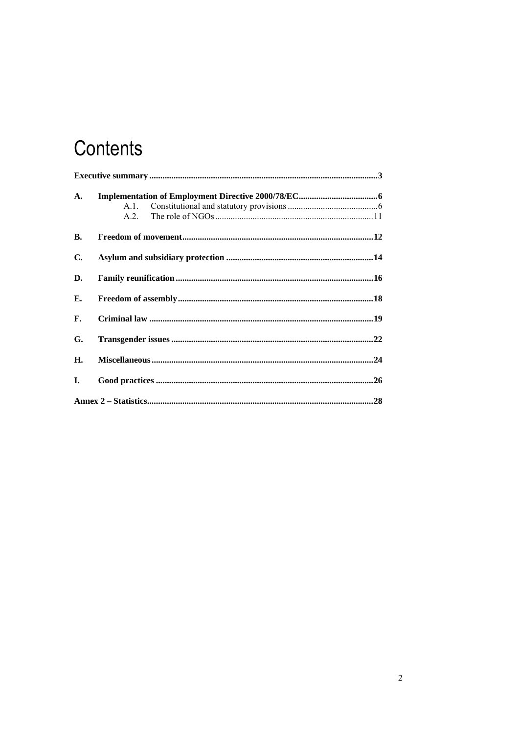# Contents

**Executive summary** ........................................................................................................**3**

**A. Implementation of Employment Directive 2000/78/EC**....................................**6**

- A.1. Constitutional and statutory provisions .........................................6
- A.2. The role of NGOs .......................................................................11

**B. Freedom of movement**......................................................................................**12**

**C. Asylum and subsidiary protection** ..................................................................**14**

**D. Family reunification** .........................................................................................**16**

**E. Freedom of assembly**........................................................................................**18**

**F. Criminal law** .....................................................................................................**19**

**G. Transgender issues** ...........................................................................................**22**

**H. Miscellaneous**....................................................................................................**24**

**I. Good practices** ..................................................................................................**26**

**Annex 2 – Statistics**.......................................................................................................**28**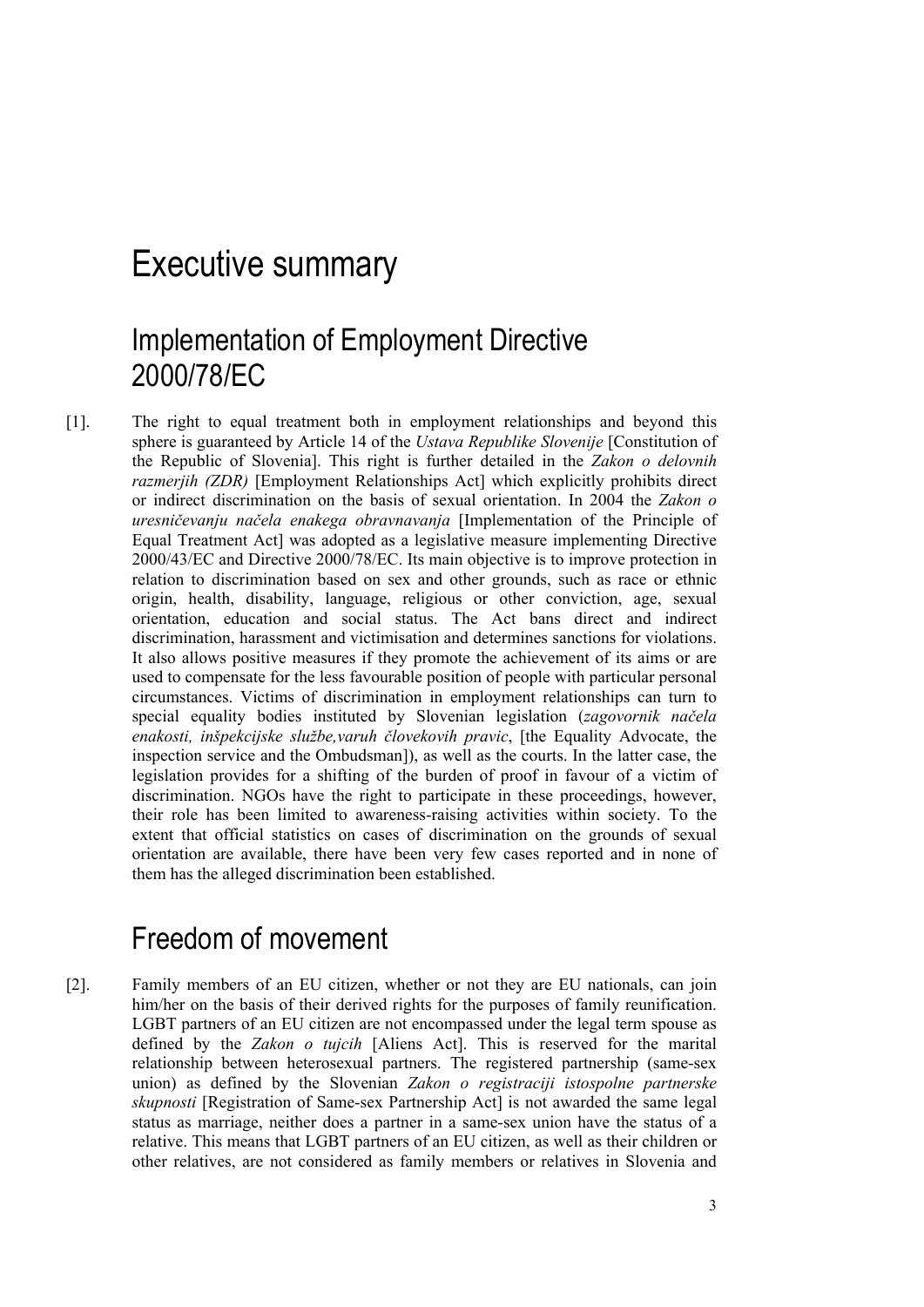# Executive summary

## Implementation of Employment Directive 2000/78/EC

[1]. The right to equal treatment both in employment relationships and beyond this sphere is guaranteed by Article 14 of the *Ustava Republike Slovenije* [Constitution of the Republic of Slovenia]. This right is further detailed in the *Zakon o delovnih razmerjih (ZDR)* [Employment Relationships Act] which explicitly prohibits direct or indirect discrimination on the basis of sexual orientation. In 2004 the *Zakon o uresničevanju načela enakega obravnavanja* [Implementation of the Principle of Equal Treatment Act] was adopted as a legislative measure implementing Directive 2000/43/EC and Directive 2000/78/EC. Its main objective is to improve protection in relation to discrimination based on sex and other grounds, such as race or ethnic origin, health, disability, language, religious or other conviction, age, sexual orientation, education and social status. The Act bans direct and indirect discrimination, harassment and victimisation and determines sanctions for violations. It also allows positive measures if they promote the achievement of its aims or are used to compensate for the less favourable position of people with particular personal circumstances. Victims of discrimination in employment relationships can turn to special equality bodies instituted by Slovenian legislation (*zagovornik načela enakosti, inšpekcijske službe,varuh človekovih pravic*, [the Equality Advocate, the inspection service and the Ombudsman]), as well as the courts. In the latter case, the legislation provides for a shifting of the burden of proof in favour of a victim of discrimination. NGOs have the right to participate in these proceedings, however, their role has been limited to awareness-raising activities within society. To the extent that official statistics on cases of discrimination on the grounds of sexual orientation are available, there have been very few cases reported and in none of them has the alleged discrimination been established.

## Freedom of movement

[2]. Family members of an EU citizen, whether or not they are EU nationals, can join him/her on the basis of their derived rights for the purposes of family reunification. LGBT partners of an EU citizen are not encompassed under the legal term spouse as defined by the *Zakon o tujcih* [Aliens Act]. This is reserved for the marital relationship between heterosexual partners. The registered partnership (same-sex union) as defined by the Slovenian *Zakon o registraciji istospolne partnerske skupnosti* [Registration of Same-sex Partnership Act] is not awarded the same legal status as marriage, neither does a partner in a same-sex union have the status of a relative. This means that LGBT partners of an EU citizen, as well as their children or other relatives, are not considered as family members or relatives in Slovenia and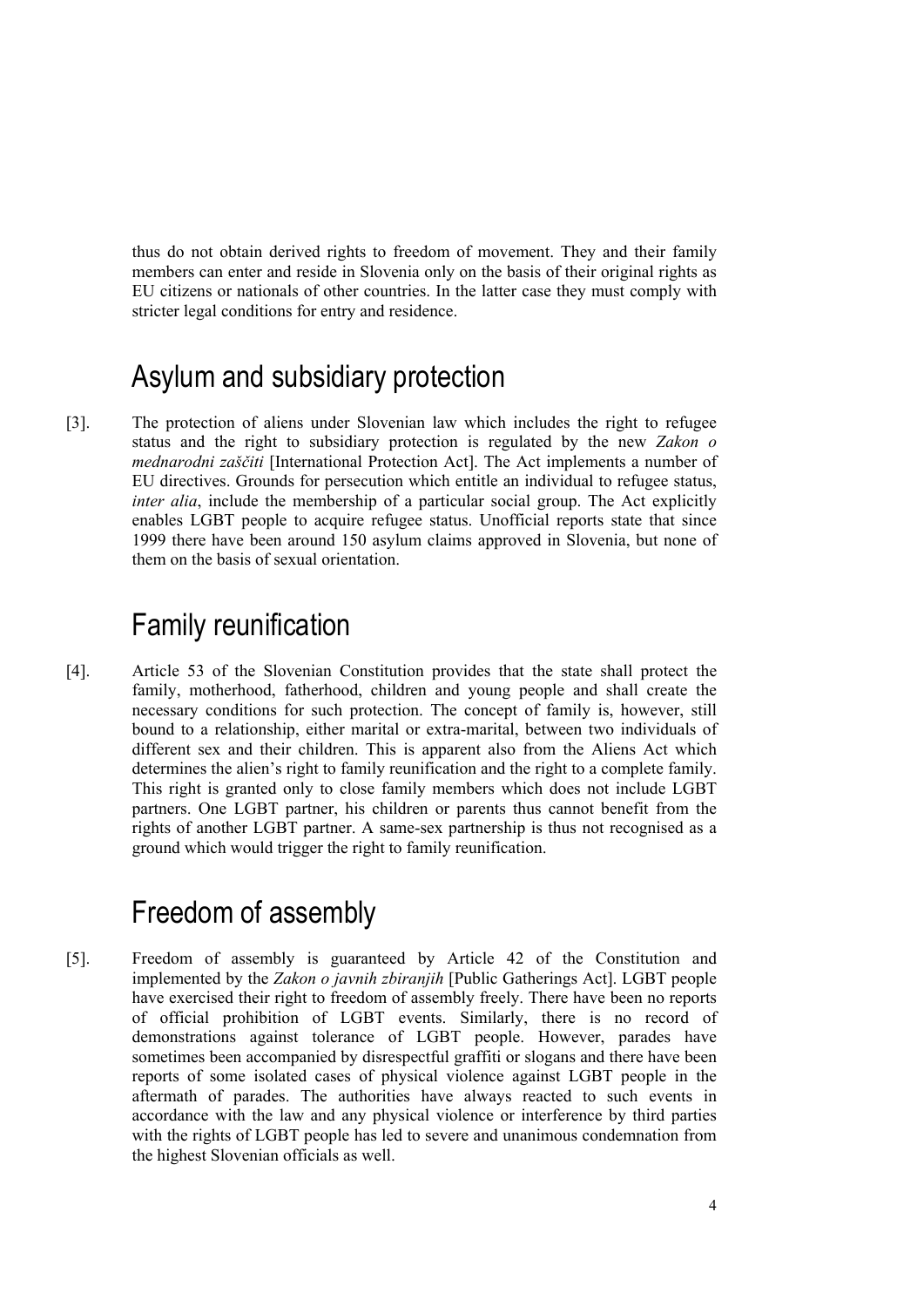thus do not obtain derived rights to freedom of movement. They and their family members can enter and reside in Slovenia only on the basis of their original rights as EU citizens or nationals of other countries. In the latter case they must comply with stricter legal conditions for entry and residence.

## Asylum and subsidiary protection

[3]. The protection of aliens under Slovenian law which includes the right to refugee status and the right to subsidiary protection is regulated by the new *Zakon o mednarodni zaščiti* [International Protection Act]. The Act implements a number of EU directives. Grounds for persecution which entitle an individual to refugee status, *inter alia*, include the membership of a particular social group. The Act explicitly enables LGBT people to acquire refugee status. Unofficial reports state that since 1999 there have been around 150 asylum claims approved in Slovenia, but none of them on the basis of sexual orientation.

## Family reunification

[4]. Article 53 of the Slovenian Constitution provides that the state shall protect the family, motherhood, fatherhood, children and young people and shall create the necessary conditions for such protection. The concept of family is, however, still bound to a relationship, either marital or extra-marital, between two individuals of different sex and their children. This is apparent also from the Aliens Act which determines the alien's right to family reunification and the right to a complete family. This right is granted only to close family members which does not include LGBT partners. One LGBT partner, his children or parents thus cannot benefit from the rights of another LGBT partner. A same-sex partnership is thus not recognised as a ground which would trigger the right to family reunification.

## Freedom of assembly

[5]. Freedom of assembly is guaranteed by Article 42 of the Constitution and implemented by the *Zakon o javnih zbiranjih* [Public Gatherings Act]. LGBT people have exercised their right to freedom of assembly freely. There have been no reports of official prohibition of LGBT events. Similarly, there is no record of demonstrations against tolerance of LGBT people. However, parades have sometimes been accompanied by disrespectful graffiti or slogans and there have been reports of some isolated cases of physical violence against LGBT people in the aftermath of parades. The authorities have always reacted to such events in accordance with the law and any physical violence or interference by third parties with the rights of LGBT people has led to severe and unanimous condemnation from the highest Slovenian officials as well.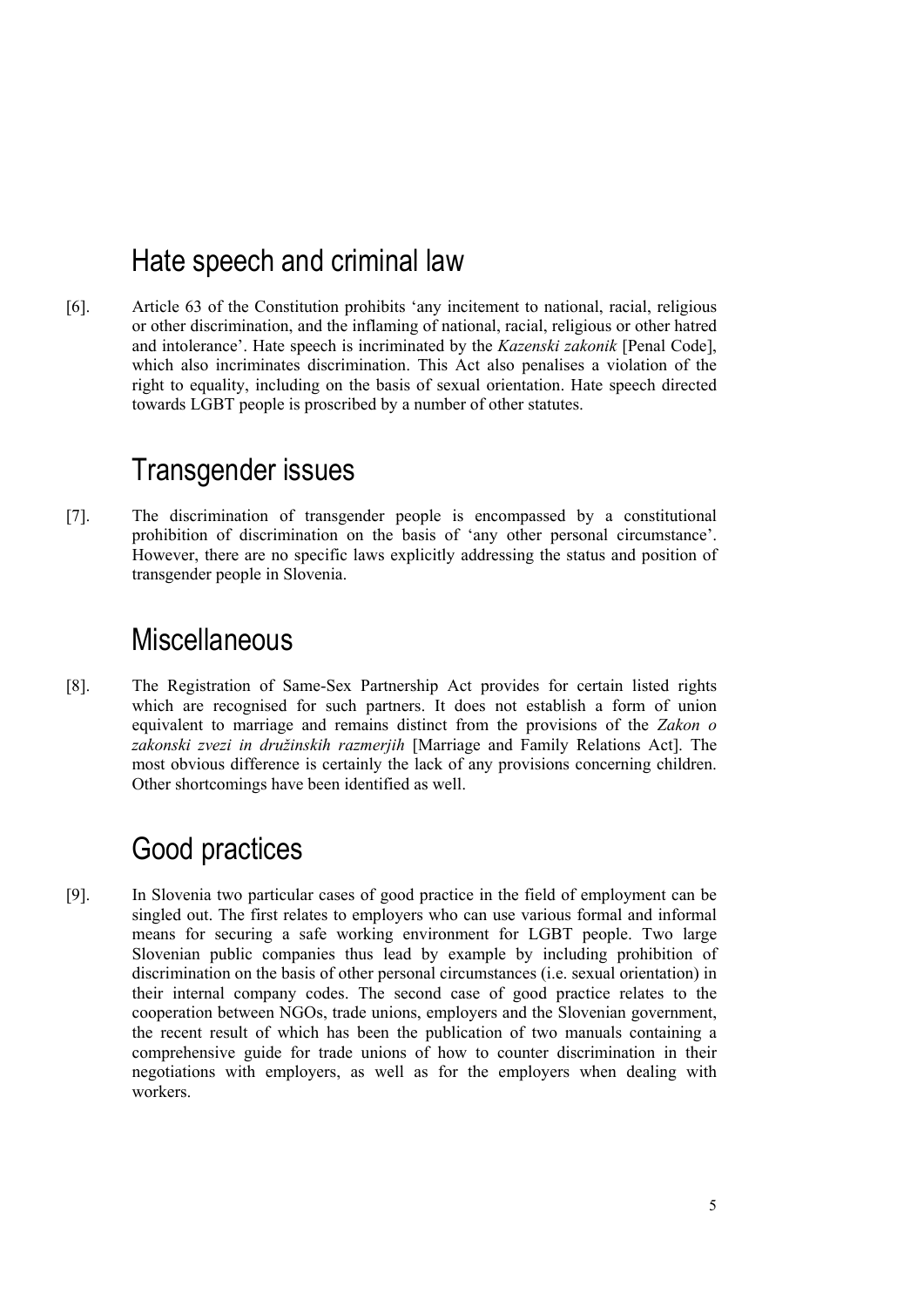## Hate speech and criminal law

[6]. Article 63 of the Constitution prohibits 'any incitement to national, racial, religious or other discrimination, and the inflaming of national, racial, religious or other hatred and intolerance'. Hate speech is incriminated by the *Kazenski zakonik* [Penal Code], which also incriminates discrimination. This Act also penalises a violation of the right to equality, including on the basis of sexual orientation. Hate speech directed towards LGBT people is proscribed by a number of other statutes.

## Transgender issues

[7]. The discrimination of transgender people is encompassed by a constitutional prohibition of discrimination on the basis of 'any other personal circumstance'. However, there are no specific laws explicitly addressing the status and position of transgender people in Slovenia.

## Miscellaneous

[8]. The Registration of Same-Sex Partnership Act provides for certain listed rights which are recognised for such partners. It does not establish a form of union equivalent to marriage and remains distinct from the provisions of the *Zakon o zakonski zvezi in družinskih razmerjih* [Marriage and Family Relations Act]. The most obvious difference is certainly the lack of any provisions concerning children. Other shortcomings have been identified as well.

## Good practices

[9]. In Slovenia two particular cases of good practice in the field of employment can be singled out. The first relates to employers who can use various formal and informal means for securing a safe working environment for LGBT people. Two large Slovenian public companies thus lead by example by including prohibition of discrimination on the basis of other personal circumstances (i.e. sexual orientation) in their internal company codes. The second case of good practice relates to the cooperation between NGOs, trade unions, employers and the Slovenian government, the recent result of which has been the publication of two manuals containing a comprehensive guide for trade unions of how to counter discrimination in their negotiations with employers, as well as for the employers when dealing with workers.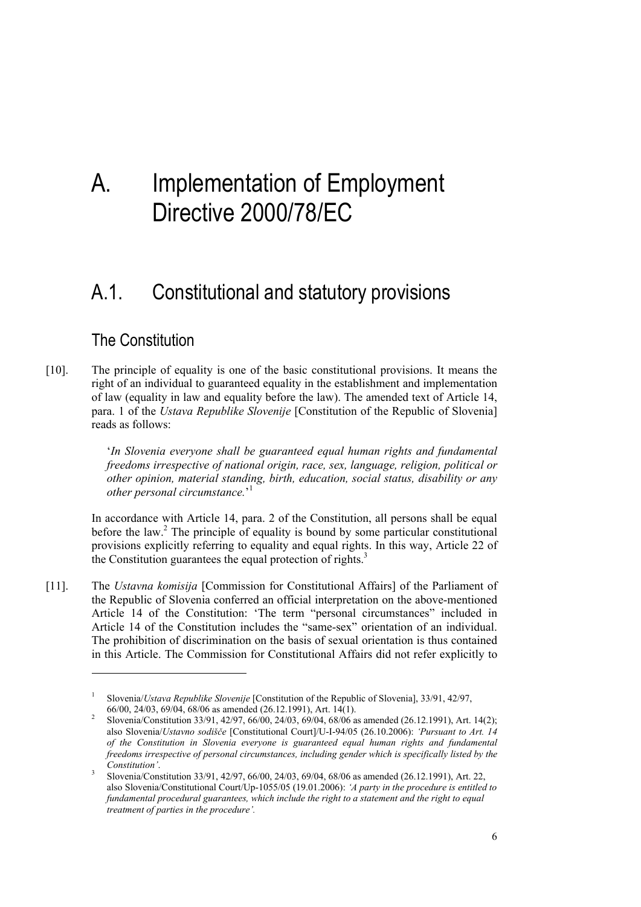# A. Implementation of Employment Directive 2000/78/EC

## A.1. Constitutional and statutory provisions

### The Constitution

[10]. The principle of equality is one of the basic constitutional provisions. It means the right of an individual to guaranteed equality in the establishment and implementation of law (equality in law and equality before the law). The amended text of Article 14, para. 1 of the *Ustava Republike Slovenije* [Constitution of the Republic of Slovenia] reads as follows:

> '*In Slovenia everyone shall be guaranteed equal human rights and fundamental freedoms irrespective of national origin, race, sex, language, religion, political or other opinion, material standing, birth, education, social status, disability or any other personal circumstance.*'[1]

In accordance with Article 14, para. 2 of the Constitution, all persons shall be equal before the law.[2] The principle of equality is bound by some particular constitutional provisions explicitly referring to equality and equal rights. In this way, Article 22 of the Constitution guarantees the equal protection of rights.[3]

[11]. The *Ustavna komisija* [Commission for Constitutional Affairs] of the Parliament of the Republic of Slovenia conferred an official interpretation on the above-mentioned Article 14 of the Constitution: 'The term "personal circumstances" included in Article 14 of the Constitution includes the "same-sex" orientation of an individual. The prohibition of discrimination on the basis of sexual orientation is thus contained in this Article. The Commission for Constitutional Affairs did not refer explicitly to

---

[1] Slovenia/*Ustava Republike Slovenije* [Constitution of the Republic of Slovenia], 33/91, 42/97, 66/00, 24/03, 69/04, 68/06 as amended (26.12.1991), Art. 14(1).

[2] Slovenia/Constitution 33/91, 42/97, 66/00, 24/03, 69/04, 68/06 as amended (26.12.1991), Art. 14(2); also Slovenia/*Ustavno sodišče* [Constitutional Court]/U-I-94/05 (26.10.2006): *'Pursuant to Art. 14 of the Constitution in Slovenia everyone is guaranteed equal human rights and fundamental freedoms irrespective of personal circumstances, including gender which is specifically listed by the Constitution'.*

[3] Slovenia/Constitution 33/91, 42/97, 66/00, 24/03, 69/04, 68/06 as amended (26.12.1991), Art. 22, also Slovenia/Constitutional Court/Up-1055/05 (19.01.2006): *'A party in the procedure is entitled to fundamental procedural guarantees, which include the right to a statement and the right to equal treatment of parties in the procedure'.*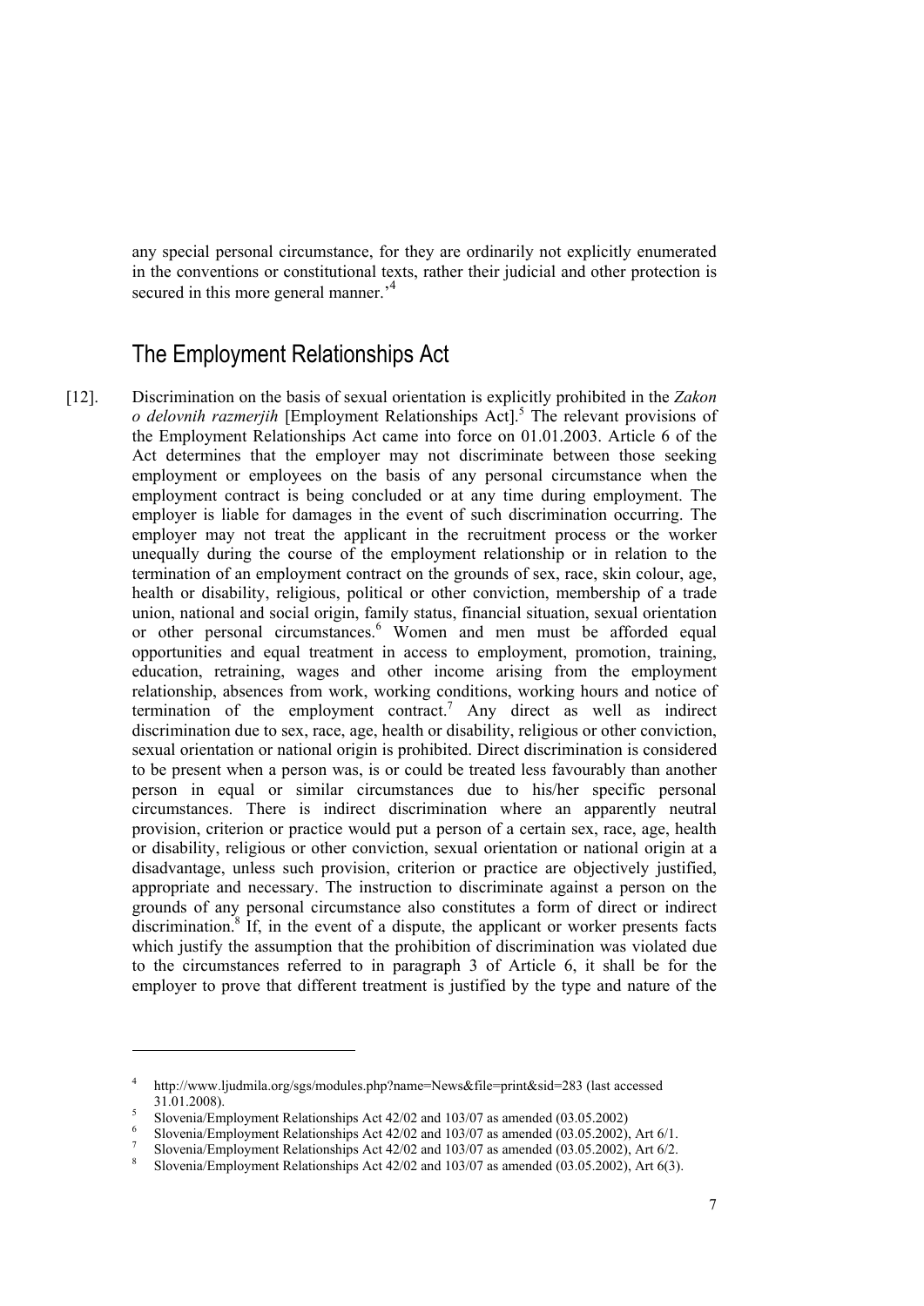any special personal circumstance, for they are ordinarily not explicitly enumerated in the conventions or constitutional texts, rather their judicial and other protection is secured in this more general manner.'[4]

## The Employment Relationships Act

[12]. Discrimination on the basis of sexual orientation is explicitly prohibited in the *Zakon o delovnih razmerjih* [Employment Relationships Act].[5] The relevant provisions of the Employment Relationships Act came into force on 01.01.2003. Article 6 of the Act determines that the employer may not discriminate between those seeking employment or employees on the basis of any personal circumstance when the employment contract is being concluded or at any time during employment. The employer is liable for damages in the event of such discrimination occurring. The employer may not treat the applicant in the recruitment process or the worker unequally during the course of the employment relationship or in relation to the termination of an employment contract on the grounds of sex, race, skin colour, age, health or disability, religious, political or other conviction, membership of a trade union, national and social origin, family status, financial situation, sexual orientation or other personal circumstances.[6] Women and men must be afforded equal opportunities and equal treatment in access to employment, promotion, training, education, retraining, wages and other income arising from the employment relationship, absences from work, working conditions, working hours and notice of termination of the employment contract.[7] Any direct as well as indirect discrimination due to sex, race, age, health or disability, religious or other conviction, sexual orientation or national origin is prohibited. Direct discrimination is considered to be present when a person was, is or could be treated less favourably than another person in equal or similar circumstances due to his/her specific personal circumstances. There is indirect discrimination where an apparently neutral provision, criterion or practice would put a person of a certain sex, race, age, health or disability, religious or other conviction, sexual orientation or national origin at a disadvantage, unless such provision, criterion or practice are objectively justified, appropriate and necessary. The instruction to discriminate against a person on the grounds of any personal circumstance also constitutes a form of direct or indirect discrimination.[8] If, in the event of a dispute, the applicant or worker presents facts which justify the assumption that the prohibition of discrimination was violated due to the circumstances referred to in paragraph 3 of Article 6, it shall be for the employer to prove that different treatment is justified by the type and nature of the

---

[4] http://www.ljudmila.org/sgs/modules.php?name=News&file=print&sid=283 (last accessed 31.01.2008).

[5] Slovenia/Employment Relationships Act 42/02 and 103/07 as amended (03.05.2002)

[6] Slovenia/Employment Relationships Act 42/02 and 103/07 as amended (03.05.2002), Art 6/1.

[7] Slovenia/Employment Relationships Act 42/02 and 103/07 as amended (03.05.2002), Art 6/2.

[8] Slovenia/Employment Relationships Act 42/02 and 103/07 as amended (03.05.2002), Art 6(3).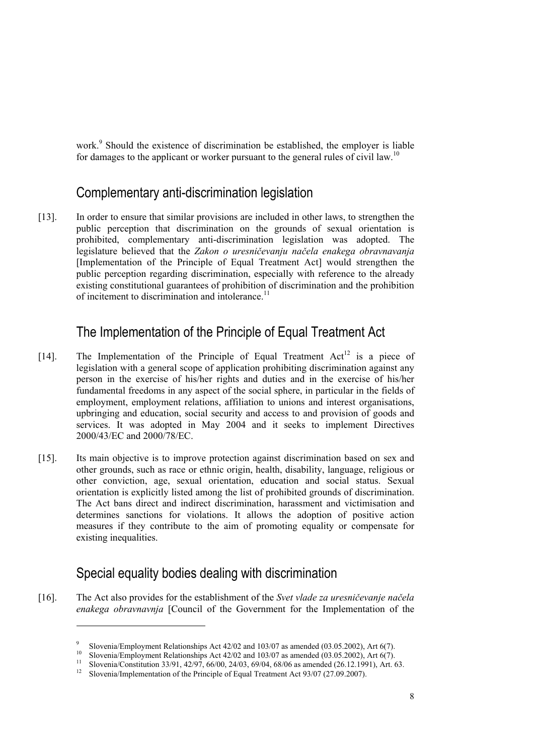work.[9] Should the existence of discrimination be established, the employer is liable for damages to the applicant or worker pursuant to the general rules of civil law.[10]

## Complementary anti-discrimination legislation

[13]. In order to ensure that similar provisions are included in other laws, to strengthen the public perception that discrimination on the grounds of sexual orientation is prohibited, complementary anti-discrimination legislation was adopted. The legislature believed that the *Zakon o uresničevanju načela enakega obravnavanja* [Implementation of the Principle of Equal Treatment Act] would strengthen the public perception regarding discrimination, especially with reference to the already existing constitutional guarantees of prohibition of discrimination and the prohibition of incitement to discrimination and intolerance.[11]

## The Implementation of the Principle of Equal Treatment Act

[14]. The Implementation of the Principle of Equal Treatment Act[12] is a piece of legislation with a general scope of application prohibiting discrimination against any person in the exercise of his/her rights and duties and in the exercise of his/her fundamental freedoms in any aspect of the social sphere, in particular in the fields of employment, employment relations, affiliation to unions and interest organisations, upbringing and education, social security and access to and provision of goods and services. It was adopted in May 2004 and it seeks to implement Directives 2000/43/EC and 2000/78/EC.

[15]. Its main objective is to improve protection against discrimination based on sex and other grounds, such as race or ethnic origin, health, disability, language, religious or other conviction, age, sexual orientation, education and social status. Sexual orientation is explicitly listed among the list of prohibited grounds of discrimination. The Act bans direct and indirect discrimination, harassment and victimisation and determines sanctions for violations. It allows the adoption of positive action measures if they contribute to the aim of promoting equality or compensate for existing inequalities.

## Special equality bodies dealing with discrimination

[16]. The Act also provides for the establishment of the *Svet vlade za uresničevanje načela enakega obravnavnja* [Council of the Government for the Implementation of the

---

[9] Slovenia/Employment Relationships Act 42/02 and 103/07 as amended (03.05.2002), Art 6(7).

[10] Slovenia/Employment Relationships Act 42/02 and 103/07 as amended (03.05.2002), Art 6(7).

[11] Slovenia/Constitution 33/91, 42/97, 66/00, 24/03, 69/04, 68/06 as amended (26.12.1991), Art. 63.

[12] Slovenia/Implementation of the Principle of Equal Treatment Act 93/07 (27.09.2007).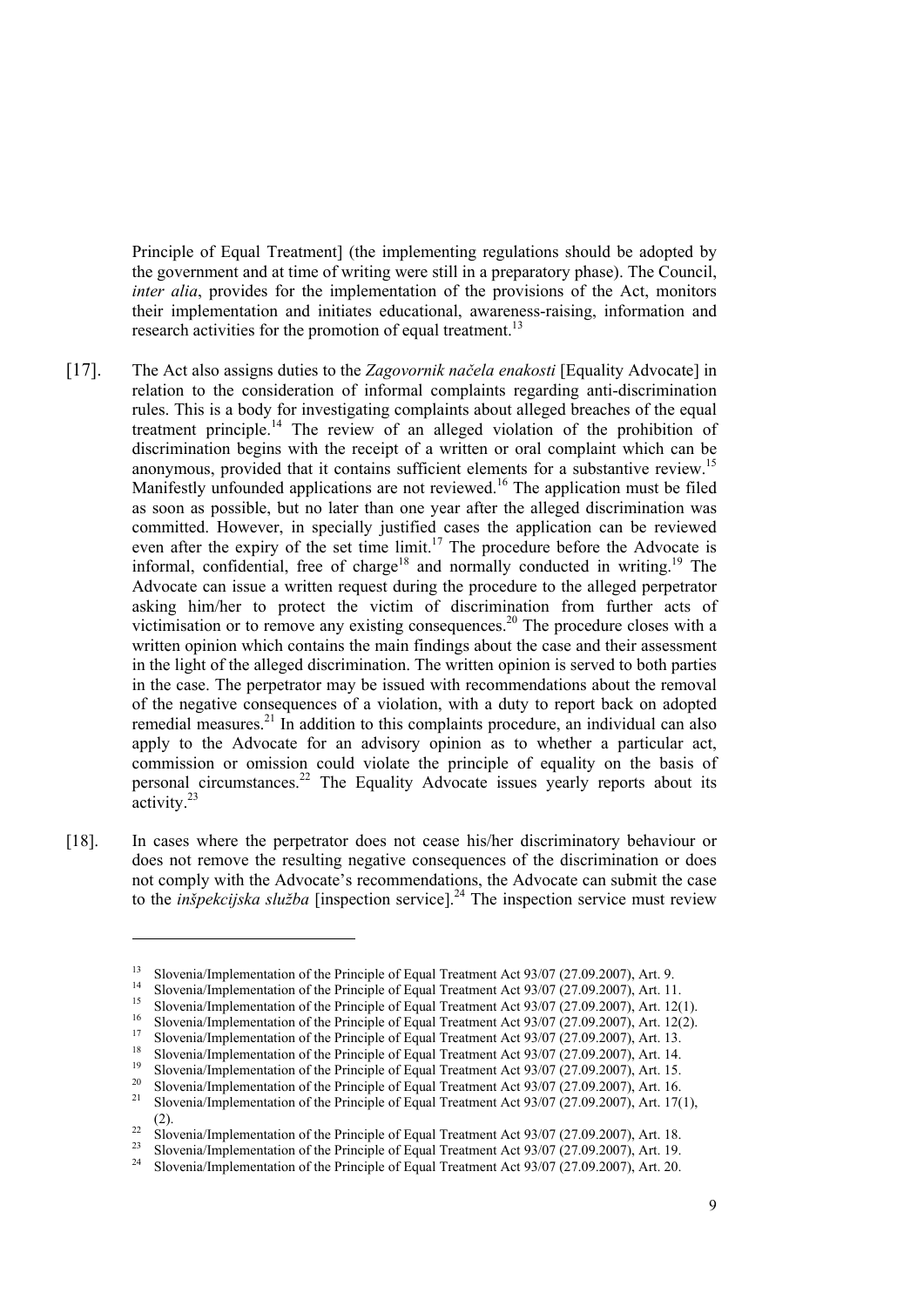Principle of Equal Treatment] (the implementing regulations should be adopted by the government and at time of writing were still in a preparatory phase). The Council, *inter alia*, provides for the implementation of the provisions of the Act, monitors their implementation and initiates educational, awareness-raising, information and research activities for the promotion of equal treatment.[13]

[17]. The Act also assigns duties to the *Zagovornik načela enakosti* [Equality Advocate] in relation to the consideration of informal complaints regarding anti-discrimination rules. This is a body for investigating complaints about alleged breaches of the equal treatment principle.[14] The review of an alleged violation of the prohibition of discrimination begins with the receipt of a written or oral complaint which can be anonymous, provided that it contains sufficient elements for a substantive review.[15] Manifestly unfounded applications are not reviewed.[16] The application must be filed as soon as possible, but no later than one year after the alleged discrimination was committed. However, in specially justified cases the application can be reviewed even after the expiry of the set time limit.[17] The procedure before the Advocate is informal, confidential, free of charge[18] and normally conducted in writing.[19] The Advocate can issue a written request during the procedure to the alleged perpetrator asking him/her to protect the victim of discrimination from further acts of victimisation or to remove any existing consequences.[20] The procedure closes with a written opinion which contains the main findings about the case and their assessment in the light of the alleged discrimination. The written opinion is served to both parties in the case. The perpetrator may be issued with recommendations about the removal of the negative consequences of a violation, with a duty to report back on adopted remedial measures.[21] In addition to this complaints procedure, an individual can also apply to the Advocate for an advisory opinion as to whether a particular act, commission or omission could violate the principle of equality on the basis of personal circumstances.[22] The Equality Advocate issues yearly reports about its activity.[23]

[18]. In cases where the perpetrator does not cease his/her discriminatory behaviour or does not remove the resulting negative consequences of the discrimination or does not comply with the Advocate's recommendations, the Advocate can submit the case to the *inšpekcijska služba* [inspection service].[24] The inspection service must review

---

[13] Slovenia/Implementation of the Principle of Equal Treatment Act 93/07 (27.09.2007), Art. 9.
[14] Slovenia/Implementation of the Principle of Equal Treatment Act 93/07 (27.09.2007), Art. 11.
[15] Slovenia/Implementation of the Principle of Equal Treatment Act 93/07 (27.09.2007), Art. 12(1).
[16] Slovenia/Implementation of the Principle of Equal Treatment Act 93/07 (27.09.2007), Art. 12(2).
[17] Slovenia/Implementation of the Principle of Equal Treatment Act 93/07 (27.09.2007), Art. 13.
[18] Slovenia/Implementation of the Principle of Equal Treatment Act 93/07 (27.09.2007), Art. 14.
[19] Slovenia/Implementation of the Principle of Equal Treatment Act 93/07 (27.09.2007), Art. 15.
[20] Slovenia/Implementation of the Principle of Equal Treatment Act 93/07 (27.09.2007), Art. 16.
[21] Slovenia/Implementation of the Principle of Equal Treatment Act 93/07 (27.09.2007), Art. 17(1), (2).
[22] Slovenia/Implementation of the Principle of Equal Treatment Act 93/07 (27.09.2007), Art. 18.
[23] Slovenia/Implementation of the Principle of Equal Treatment Act 93/07 (27.09.2007), Art. 19.
[24] Slovenia/Implementation of the Principle of Equal Treatment Act 93/07 (27.09.2007), Art. 20.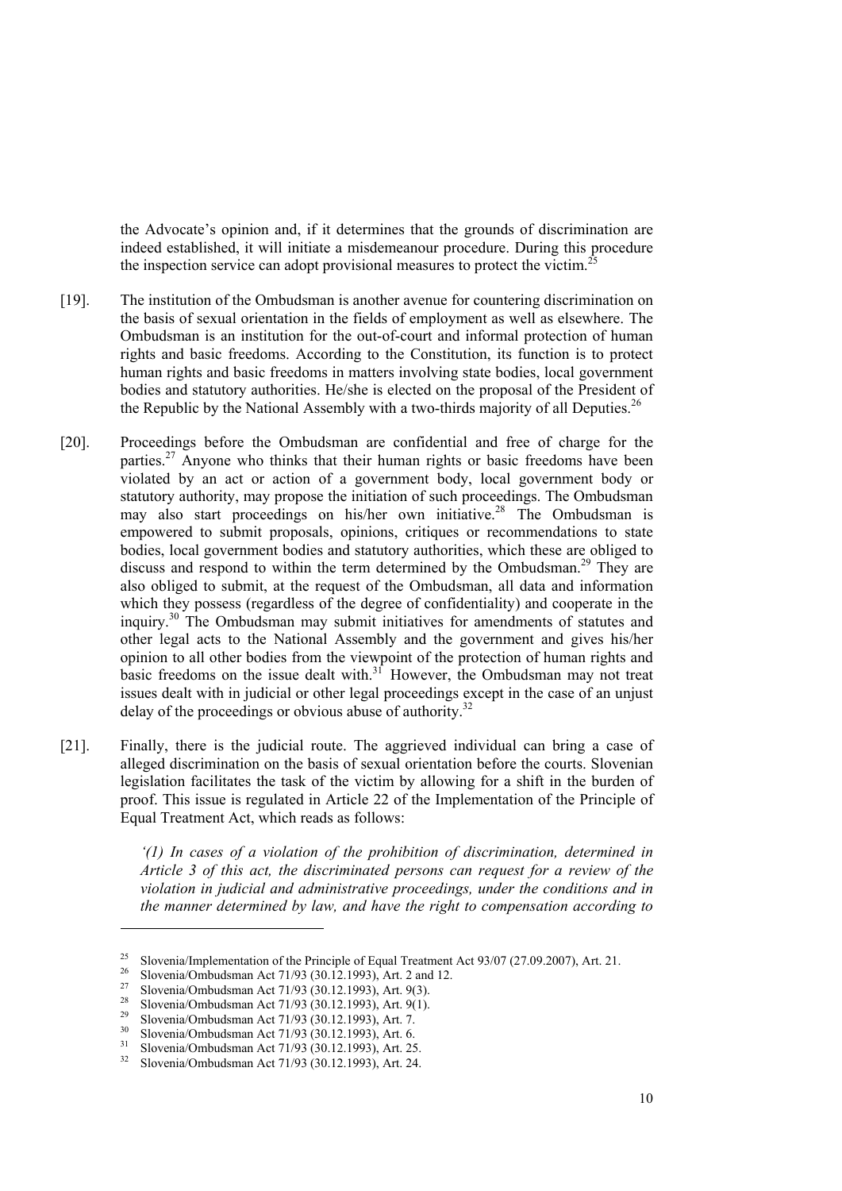the Advocate's opinion and, if it determines that the grounds of discrimination are indeed established, it will initiate a misdemeanour procedure. During this procedure the inspection service can adopt provisional measures to protect the victim.[25]

[19]. The institution of the Ombudsman is another avenue for countering discrimination on the basis of sexual orientation in the fields of employment as well as elsewhere. The Ombudsman is an institution for the out-of-court and informal protection of human rights and basic freedoms. According to the Constitution, its function is to protect human rights and basic freedoms in matters involving state bodies, local government bodies and statutory authorities. He/she is elected on the proposal of the President of the Republic by the National Assembly with a two-thirds majority of all Deputies.[26]

[20]. Proceedings before the Ombudsman are confidential and free of charge for the parties.[27] Anyone who thinks that their human rights or basic freedoms have been violated by an act or action of a government body, local government body or statutory authority, may propose the initiation of such proceedings. The Ombudsman may also start proceedings on his/her own initiative.[28] The Ombudsman is empowered to submit proposals, opinions, critiques or recommendations to state bodies, local government bodies and statutory authorities, which these are obliged to discuss and respond to within the term determined by the Ombudsman.[29] They are also obliged to submit, at the request of the Ombudsman, all data and information which they possess (regardless of the degree of confidentiality) and cooperate in the inquiry.[30] The Ombudsman may submit initiatives for amendments of statutes and other legal acts to the National Assembly and the government and gives his/her opinion to all other bodies from the viewpoint of the protection of human rights and basic freedoms on the issue dealt with.[31] However, the Ombudsman may not treat issues dealt with in judicial or other legal proceedings except in the case of an unjust delay of the proceedings or obvious abuse of authority.[32]

[21]. Finally, there is the judicial route. The aggrieved individual can bring a case of alleged discrimination on the basis of sexual orientation before the courts. Slovenian legislation facilitates the task of the victim by allowing for a shift in the burden of proof. This issue is regulated in Article 22 of the Implementation of the Principle of Equal Treatment Act, which reads as follows:

*'(1) In cases of a violation of the prohibition of discrimination, determined in Article 3 of this act, the discriminated persons can request for a review of the violation in judicial and administrative proceedings, under the conditions and in the manner determined by law, and have the right to compensation according to*

---

[25] Slovenia/Implementation of the Principle of Equal Treatment Act 93/07 (27.09.2007), Art. 21.

[26] Slovenia/Ombudsman Act 71/93 (30.12.1993), Art. 2 and 12.

[27] Slovenia/Ombudsman Act 71/93 (30.12.1993), Art. 9(3).

[28] Slovenia/Ombudsman Act 71/93 (30.12.1993), Art. 9(1).

[29] Slovenia/Ombudsman Act 71/93 (30.12.1993), Art. 7.

[30] Slovenia/Ombudsman Act 71/93 (30.12.1993), Art. 6.

[31] Slovenia/Ombudsman Act 71/93 (30.12.1993), Art. 25.

[32] Slovenia/Ombudsman Act 71/93 (30.12.1993), Art. 24.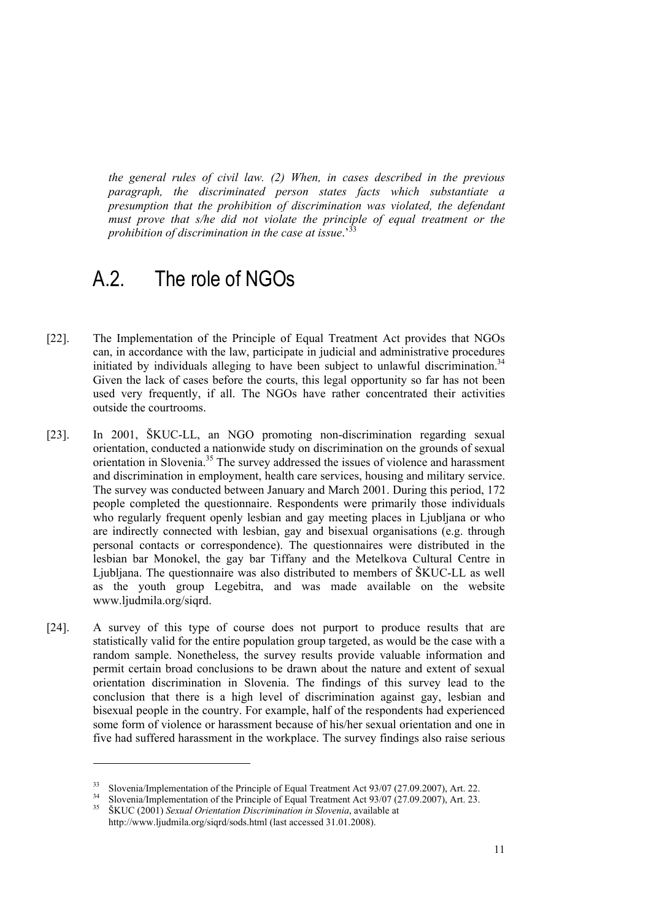*the general rules of civil law. (2) When, in cases described in the previous paragraph, the discriminated person states facts which substantiate a presumption that the prohibition of discrimination was violated, the defendant must prove that s/he did not violate the principle of equal treatment or the prohibition of discrimination in the case at issue*.'[33]

## A.2. The role of NGOs

[22]. The Implementation of the Principle of Equal Treatment Act provides that NGOs can, in accordance with the law, participate in judicial and administrative procedures initiated by individuals alleging to have been subject to unlawful discrimination.[34] Given the lack of cases before the courts, this legal opportunity so far has not been used very frequently, if all. The NGOs have rather concentrated their activities outside the courtrooms.

[23]. In 2001, ŠKUC-LL, an NGO promoting non-discrimination regarding sexual orientation, conducted a nationwide study on discrimination on the grounds of sexual orientation in Slovenia.[35] The survey addressed the issues of violence and harassment and discrimination in employment, health care services, housing and military service. The survey was conducted between January and March 2001. During this period, 172 people completed the questionnaire. Respondents were primarily those individuals who regularly frequent openly lesbian and gay meeting places in Ljubljana or who are indirectly connected with lesbian, gay and bisexual organisations (e.g. through personal contacts or correspondence). The questionnaires were distributed in the lesbian bar Monokel, the gay bar Tiffany and the Metelkova Cultural Centre in Ljubljana. The questionnaire was also distributed to members of ŠKUC-LL as well as the youth group Legebitra, and was made available on the website www.ljudmila.org/siqrd.

[24]. A survey of this type of course does not purport to produce results that are statistically valid for the entire population group targeted, as would be the case with a random sample. Nonetheless, the survey results provide valuable information and permit certain broad conclusions to be drawn about the nature and extent of sexual orientation discrimination in Slovenia. The findings of this survey lead to the conclusion that there is a high level of discrimination against gay, lesbian and bisexual people in the country. For example, half of the respondents had experienced some form of violence or harassment because of his/her sexual orientation and one in five had suffered harassment in the workplace. The survey findings also raise serious

---

[33] Slovenia/Implementation of the Principle of Equal Treatment Act 93/07 (27.09.2007), Art. 22.

[34] Slovenia/Implementation of the Principle of Equal Treatment Act 93/07 (27.09.2007), Art. 23.

[35] ŠKUC (2001) *Sexual Orientation Discrimination in Slovenia*, available at http://www.ljudmila.org/siqrd/sods.html (last accessed 31.01.2008).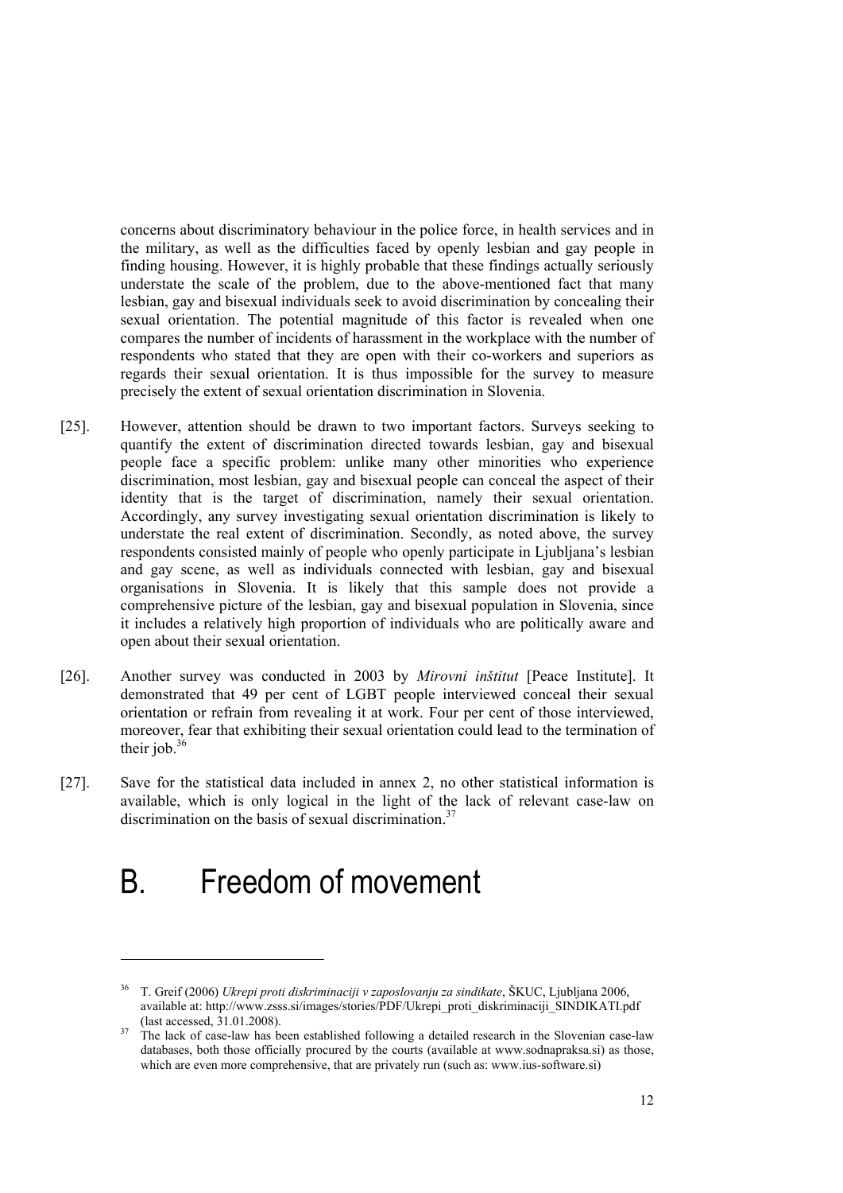concerns about discriminatory behaviour in the police force, in health services and in the military, as well as the difficulties faced by openly lesbian and gay people in finding housing. However, it is highly probable that these findings actually seriously understate the scale of the problem, due to the above-mentioned fact that many lesbian, gay and bisexual individuals seek to avoid discrimination by concealing their sexual orientation. The potential magnitude of this factor is revealed when one compares the number of incidents of harassment in the workplace with the number of respondents who stated that they are open with their co-workers and superiors as regards their sexual orientation. It is thus impossible for the survey to measure precisely the extent of sexual orientation discrimination in Slovenia.

[25]. However, attention should be drawn to two important factors. Surveys seeking to quantify the extent of discrimination directed towards lesbian, gay and bisexual people face a specific problem: unlike many other minorities who experience discrimination, most lesbian, gay and bisexual people can conceal the aspect of their identity that is the target of discrimination, namely their sexual orientation. Accordingly, any survey investigating sexual orientation discrimination is likely to understate the real extent of discrimination. Secondly, as noted above, the survey respondents consisted mainly of people who openly participate in Ljubljana's lesbian and gay scene, as well as individuals connected with lesbian, gay and bisexual organisations in Slovenia. It is likely that this sample does not provide a comprehensive picture of the lesbian, gay and bisexual population in Slovenia, since it includes a relatively high proportion of individuals who are politically aware and open about their sexual orientation.

[26]. Another survey was conducted in 2003 by *Mirovni inštitut* [Peace Institute]. It demonstrated that 49 per cent of LGBT people interviewed conceal their sexual orientation or refrain from revealing it at work. Four per cent of those interviewed, moreover, fear that exhibiting their sexual orientation could lead to the termination of their job.[36]

[27]. Save for the statistical data included in annex 2, no other statistical information is available, which is only logical in the light of the lack of relevant case-law on discrimination on the basis of sexual discrimination.[37]

# B. Freedom of movement

---

[36] T. Greif (2006) *Ukrepi proti diskriminaciji v zaposlovanju za sindikate*, ŠKUC, Ljubljana 2006, available at: http://www.zsss.si/images/stories/PDF/Ukrepi_proti_diskriminaciji_SINDIKATI.pdf (last accessed, 31.01.2008).

[37] The lack of case-law has been established following a detailed research in the Slovenian case-law databases, both those officially procured by the courts (available at www.sodnapraksa.si) as those, which are even more comprehensive, that are privately run (such as: www.ius-software.si)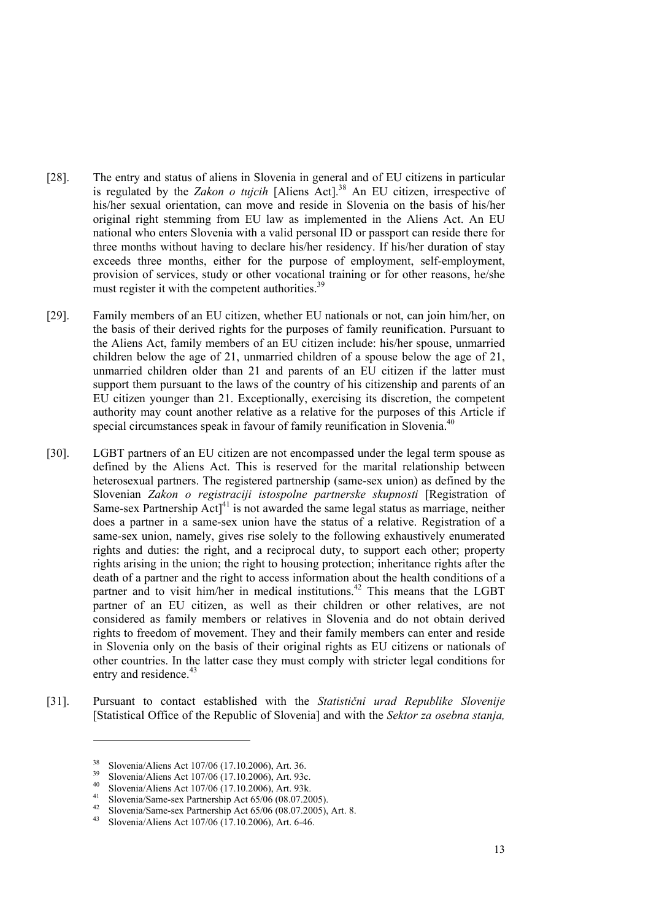[28]. The entry and status of aliens in Slovenia in general and of EU citizens in particular is regulated by the *Zakon o tujcih* [Aliens Act].[38] An EU citizen, irrespective of his/her sexual orientation, can move and reside in Slovenia on the basis of his/her original right stemming from EU law as implemented in the Aliens Act. An EU national who enters Slovenia with a valid personal ID or passport can reside there for three months without having to declare his/her residency. If his/her duration of stay exceeds three months, either for the purpose of employment, self-employment, provision of services, study or other vocational training or for other reasons, he/she must register it with the competent authorities.[39]

[29]. Family members of an EU citizen, whether EU nationals or not, can join him/her, on the basis of their derived rights for the purposes of family reunification. Pursuant to the Aliens Act, family members of an EU citizen include: his/her spouse, unmarried children below the age of 21, unmarried children of a spouse below the age of 21, unmarried children older than 21 and parents of an EU citizen if the latter must support them pursuant to the laws of the country of his citizenship and parents of an EU citizen younger than 21. Exceptionally, exercising its discretion, the competent authority may count another relative as a relative for the purposes of this Article if special circumstances speak in favour of family reunification in Slovenia.[40]

[30]. LGBT partners of an EU citizen are not encompassed under the legal term spouse as defined by the Aliens Act. This is reserved for the marital relationship between heterosexual partners. The registered partnership (same-sex union) as defined by the Slovenian *Zakon o registraciji istospolne partnerske skupnosti* [Registration of Same-sex Partnership Act][41] is not awarded the same legal status as marriage, neither does a partner in a same-sex union have the status of a relative. Registration of a same-sex union, namely, gives rise solely to the following exhaustively enumerated rights and duties: the right, and a reciprocal duty, to support each other; property rights arising in the union; the right to housing protection; inheritance rights after the death of a partner and the right to access information about the health conditions of a partner and to visit him/her in medical institutions.[42] This means that the LGBT partner of an EU citizen, as well as their children or other relatives, are not considered as family members or relatives in Slovenia and do not obtain derived rights to freedom of movement. They and their family members can enter and reside in Slovenia only on the basis of their original rights as EU citizens or nationals of other countries. In the latter case they must comply with stricter legal conditions for entry and residence.[43]

[31]. Pursuant to contact established with the *Statistični urad Republike Slovenije* [Statistical Office of the Republic of Slovenia] and with the *Sektor za osebna stanja,*

---

[38] Slovenia/Aliens Act 107/06 (17.10.2006), Art. 36.

[39] Slovenia/Aliens Act 107/06 (17.10.2006), Art. 93c.

[40] Slovenia/Aliens Act 107/06 (17.10.2006), Art. 93k.

[41] Slovenia/Same-sex Partnership Act 65/06 (08.07.2005).

[42] Slovenia/Same-sex Partnership Act 65/06 (08.07.2005), Art. 8.

[43] Slovenia/Aliens Act 107/06 (17.10.2006), Art. 6-46.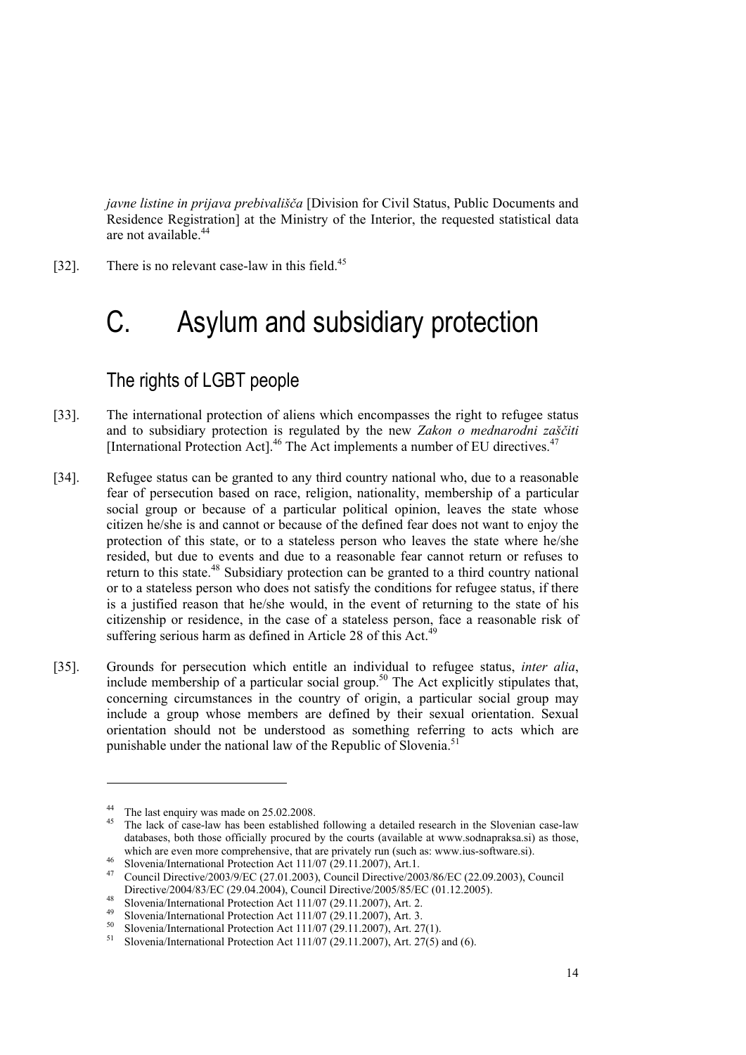*javne listine in prijava prebivališča* [Division for Civil Status, Public Documents and Residence Registration] at the Ministry of the Interior, the requested statistical data are not available.[44]

[32]. There is no relevant case-law in this field.[45]

# C. Asylum and subsidiary protection

## The rights of LGBT people

[33]. The international protection of aliens which encompasses the right to refugee status and to subsidiary protection is regulated by the new *Zakon o mednarodni zaščiti* [International Protection Act].[46] The Act implements a number of EU directives.[47]

[34]. Refugee status can be granted to any third country national who, due to a reasonable fear of persecution based on race, religion, nationality, membership of a particular social group or because of a particular political opinion, leaves the state whose citizen he/she is and cannot or because of the defined fear does not want to enjoy the protection of this state, or to a stateless person who leaves the state where he/she resided, but due to events and due to a reasonable fear cannot return or refuses to return to this state.[48] Subsidiary protection can be granted to a third country national or to a stateless person who does not satisfy the conditions for refugee status, if there is a justified reason that he/she would, in the event of returning to the state of his citizenship or residence, in the case of a stateless person, face a reasonable risk of suffering serious harm as defined in Article 28 of this Act.[49]

[35]. Grounds for persecution which entitle an individual to refugee status, *inter alia*, include membership of a particular social group.[50] The Act explicitly stipulates that, concerning circumstances in the country of origin, a particular social group may include a group whose members are defined by their sexual orientation. Sexual orientation should not be understood as something referring to acts which are punishable under the national law of the Republic of Slovenia.[51]

---

[44] The last enquiry was made on 25.02.2008.

[45] The lack of case-law has been established following a detailed research in the Slovenian case-law databases, both those officially procured by the courts (available at www.sodnapraksa.si) as those, which are even more comprehensive, that are privately run (such as: www.ius-software.si).

[46] Slovenia/International Protection Act 111/07 (29.11.2007), Art.1.

[47] Council Directive/2003/9/EC (27.01.2003), Council Directive/2003/86/EC (22.09.2003), Council Directive/2004/83/EC (29.04.2004), Council Directive/2005/85/EC (01.12.2005).

[48] Slovenia/International Protection Act 111/07 (29.11.2007), Art. 2.

[49] Slovenia/International Protection Act 111/07 (29.11.2007), Art. 3.

[50] Slovenia/International Protection Act 111/07 (29.11.2007), Art. 27(1).

[51] Slovenia/International Protection Act 111/07 (29.11.2007), Art. 27(5) and (6).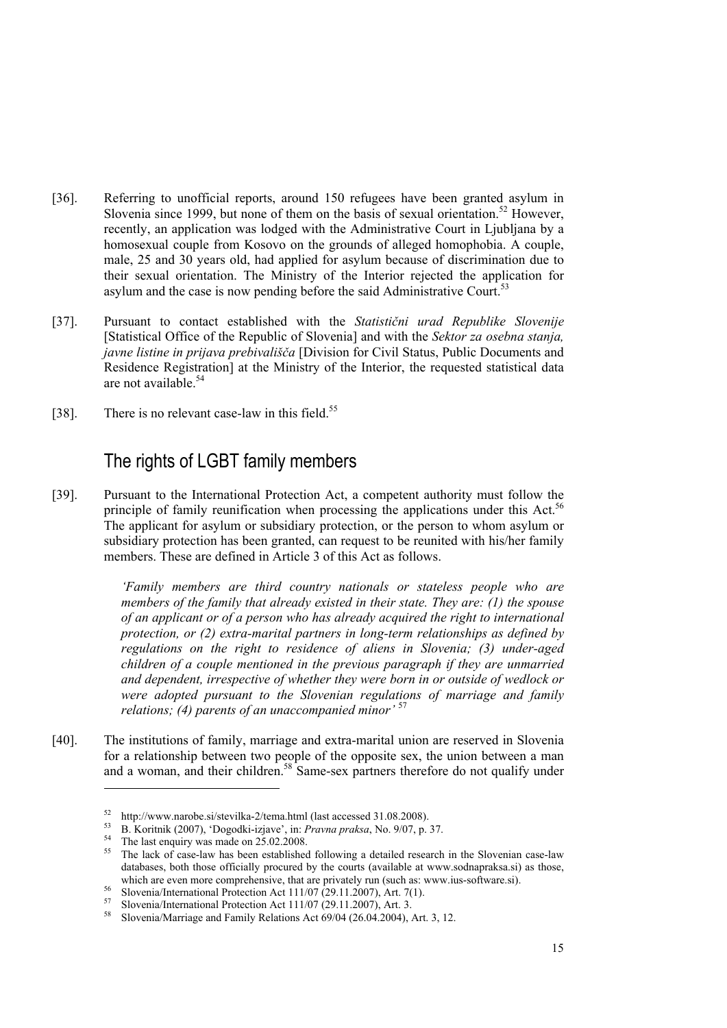[36]. Referring to unofficial reports, around 150 refugees have been granted asylum in Slovenia since 1999, but none of them on the basis of sexual orientation.[52] However, recently, an application was lodged with the Administrative Court in Ljubljana by a homosexual couple from Kosovo on the grounds of alleged homophobia. A couple, male, 25 and 30 years old, had applied for asylum because of discrimination due to their sexual orientation. The Ministry of the Interior rejected the application for asylum and the case is now pending before the said Administrative Court.[53]

[37]. Pursuant to contact established with the *Statistični urad Republike Slovenije* [Statistical Office of the Republic of Slovenia] and with the *Sektor za osebna stanja, javne listine in prijava prebivališča* [Division for Civil Status, Public Documents and Residence Registration] at the Ministry of the Interior, the requested statistical data are not available.[54]

[38]. There is no relevant case-law in this field.[55]

## The rights of LGBT family members

[39]. Pursuant to the International Protection Act, a competent authority must follow the principle of family reunification when processing the applications under this Act.[56] The applicant for asylum or subsidiary protection, or the person to whom asylum or subsidiary protection has been granted, can request to be reunited with his/her family members. These are defined in Article 3 of this Act as follows.

> *'Family members are third country nationals or stateless people who are members of the family that already existed in their state. They are: (1) the spouse of an applicant or of a person who has already acquired the right to international protection, or (2) extra-marital partners in long-term relationships as defined by regulations on the right to residence of aliens in Slovenia; (3) under-aged children of a couple mentioned in the previous paragraph if they are unmarried and dependent, irrespective of whether they were born in or outside of wedlock or were adopted pursuant to the Slovenian regulations of marriage and family relations; (4) parents of an unaccompanied minor'* [57]

[40]. The institutions of family, marriage and extra-marital union are reserved in Slovenia for a relationship between two people of the opposite sex, the union between a man and a woman, and their children.[58] Same-sex partners therefore do not qualify under

---

[52] http://www.narobe.si/stevilka-2/tema.html (last accessed 31.08.2008).

[53] B. Koritnik (2007), 'Dogodki-izjave', in: *Pravna praksa*, No. 9/07, p. 37.

[54] The last enquiry was made on 25.02.2008.

[55] The lack of case-law has been established following a detailed research in the Slovenian case-law databases, both those officially procured by the courts (available at www.sodnapraksa.si) as those, which are even more comprehensive, that are privately run (such as: www.ius-software.si).

[56] Slovenia/International Protection Act 111/07 (29.11.2007), Art. 7(1).

[57] Slovenia/International Protection Act 111/07 (29.11.2007), Art. 3.

[58] Slovenia/Marriage and Family Relations Act 69/04 (26.04.2004), Art. 3, 12.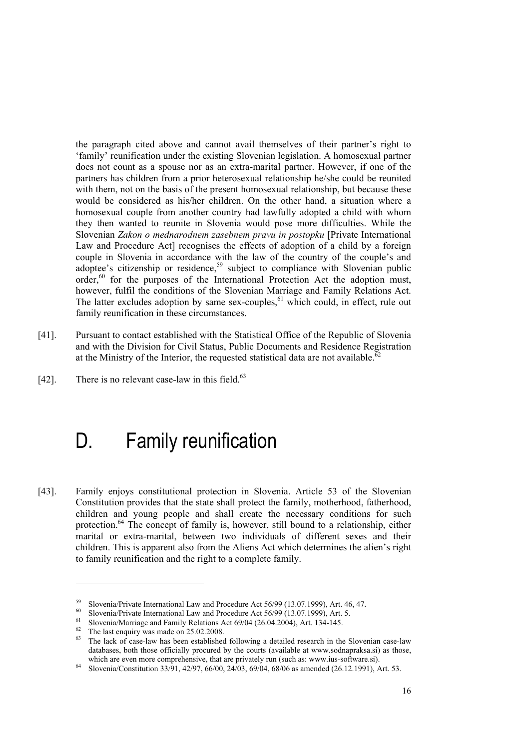the paragraph cited above and cannot avail themselves of their partner's right to 'family' reunification under the existing Slovenian legislation. A homosexual partner does not count as a spouse nor as an extra-marital partner. However, if one of the partners has children from a prior heterosexual relationship he/she could be reunited with them, not on the basis of the present homosexual relationship, but because these would be considered as his/her children. On the other hand, a situation where a homosexual couple from another country had lawfully adopted a child with whom they then wanted to reunite in Slovenia would pose more difficulties. While the Slovenian *Zakon o mednarodnem zasebnem pravu in postopku* [Private International Law and Procedure Act] recognises the effects of adoption of a child by a foreign couple in Slovenia in accordance with the law of the country of the couple's and adoptee's citizenship or residence,[59] subject to compliance with Slovenian public order,[60] for the purposes of the International Protection Act the adoption must, however, fulfil the conditions of the Slovenian Marriage and Family Relations Act. The latter excludes adoption by same sex-couples,[61] which could, in effect, rule out family reunification in these circumstances.

[41]. Pursuant to contact established with the Statistical Office of the Republic of Slovenia and with the Division for Civil Status, Public Documents and Residence Registration at the Ministry of the Interior, the requested statistical data are not available.[62]

[42]. There is no relevant case-law in this field.[63]

# D. Family reunification

[43]. Family enjoys constitutional protection in Slovenia. Article 53 of the Slovenian Constitution provides that the state shall protect the family, motherhood, fatherhood, children and young people and shall create the necessary conditions for such protection.[64] The concept of family is, however, still bound to a relationship, either marital or extra-marital, between two individuals of different sexes and their children. This is apparent also from the Aliens Act which determines the alien's right to family reunification and the right to a complete family.

---

[59] Slovenia/Private International Law and Procedure Act 56/99 (13.07.1999), Art. 46, 47.

[60] Slovenia/Private International Law and Procedure Act 56/99 (13.07.1999), Art. 5.

[61] Slovenia/Marriage and Family Relations Act 69/04 (26.04.2004), Art. 134-145.

[62] The last enquiry was made on 25.02.2008.

[63] The lack of case-law has been established following a detailed research in the Slovenian case-law databases, both those officially procured by the courts (available at www.sodnapraksa.si) as those, which are even more comprehensive, that are privately run (such as: www.ius-software.si).

[64] Slovenia/Constitution 33/91, 42/97, 66/00, 24/03, 69/04, 68/06 as amended (26.12.1991), Art. 53.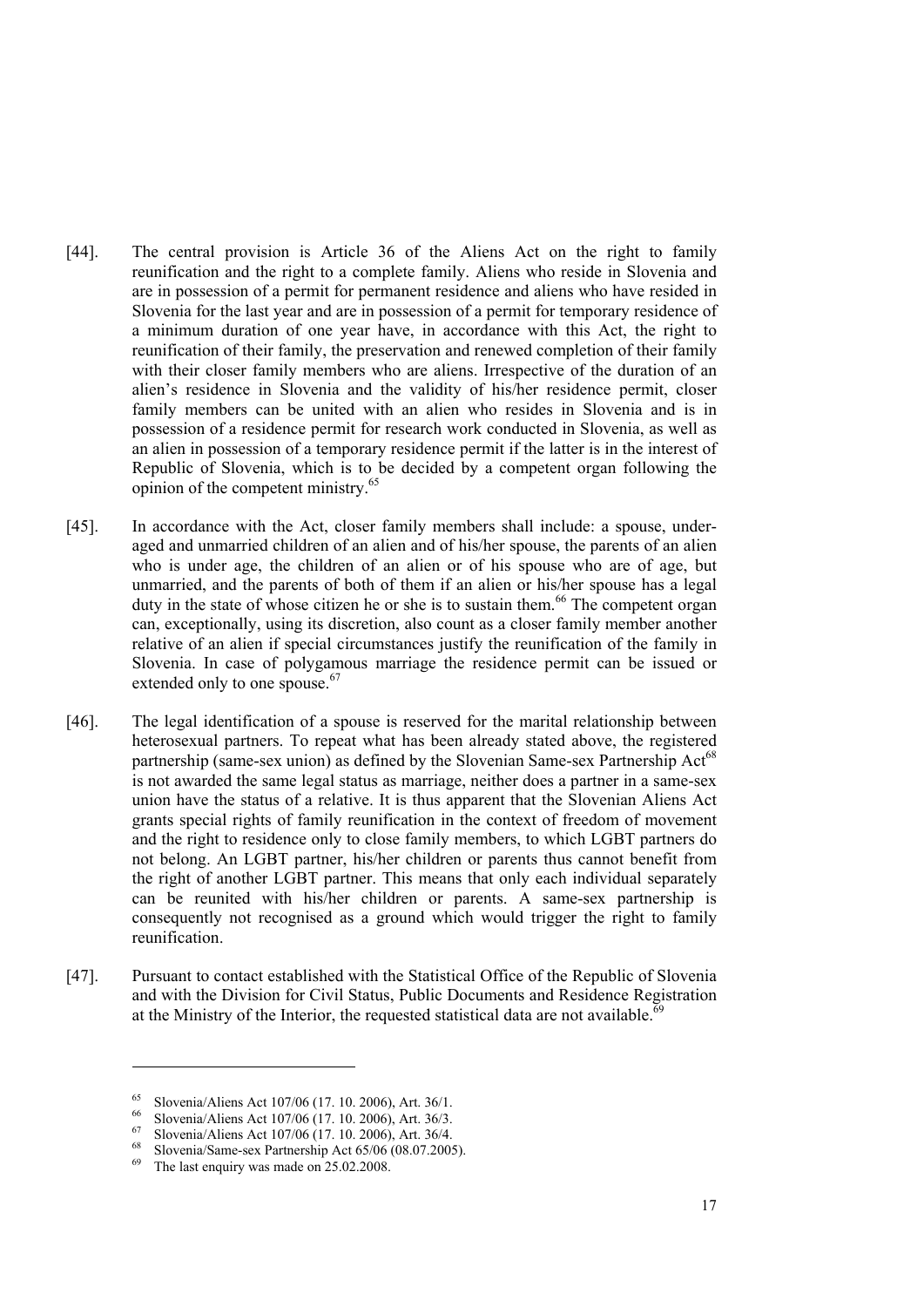[44]. The central provision is Article 36 of the Aliens Act on the right to family reunification and the right to a complete family. Aliens who reside in Slovenia and are in possession of a permit for permanent residence and aliens who have resided in Slovenia for the last year and are in possession of a permit for temporary residence of a minimum duration of one year have, in accordance with this Act, the right to reunification of their family, the preservation and renewed completion of their family with their closer family members who are aliens. Irrespective of the duration of an alien's residence in Slovenia and the validity of his/her residence permit, closer family members can be united with an alien who resides in Slovenia and is in possession of a residence permit for research work conducted in Slovenia, as well as an alien in possession of a temporary residence permit if the latter is in the interest of Republic of Slovenia, which is to be decided by a competent organ following the opinion of the competent ministry.[65]

[45]. In accordance with the Act, closer family members shall include: a spouse, under-aged and unmarried children of an alien and of his/her spouse, the parents of an alien who is under age, the children of an alien or of his spouse who are of age, but unmarried, and the parents of both of them if an alien or his/her spouse has a legal duty in the state of whose citizen he or she is to sustain them.[66] The competent organ can, exceptionally, using its discretion, also count as a closer family member another relative of an alien if special circumstances justify the reunification of the family in Slovenia. In case of polygamous marriage the residence permit can be issued or extended only to one spouse.[67]

[46]. The legal identification of a spouse is reserved for the marital relationship between heterosexual partners. To repeat what has been already stated above, the registered partnership (same-sex union) as defined by the Slovenian Same-sex Partnership Act[68] is not awarded the same legal status as marriage, neither does a partner in a same-sex union have the status of a relative. It is thus apparent that the Slovenian Aliens Act grants special rights of family reunification in the context of freedom of movement and the right to residence only to close family members, to which LGBT partners do not belong. An LGBT partner, his/her children or parents thus cannot benefit from the right of another LGBT partner. This means that only each individual separately can be reunited with his/her children or parents. A same-sex partnership is consequently not recognised as a ground which would trigger the right to family reunification.

[47]. Pursuant to contact established with the Statistical Office of the Republic of Slovenia and with the Division for Civil Status, Public Documents and Residence Registration at the Ministry of the Interior, the requested statistical data are not available.[69]

---

[65] Slovenia/Aliens Act 107/06 (17. 10. 2006), Art. 36/1.

[66] Slovenia/Aliens Act 107/06 (17. 10. 2006), Art. 36/3.

[67] Slovenia/Aliens Act 107/06 (17. 10. 2006), Art. 36/4.

[68] Slovenia/Same-sex Partnership Act 65/06 (08.07.2005).

[69] The last enquiry was made on 25.02.2008.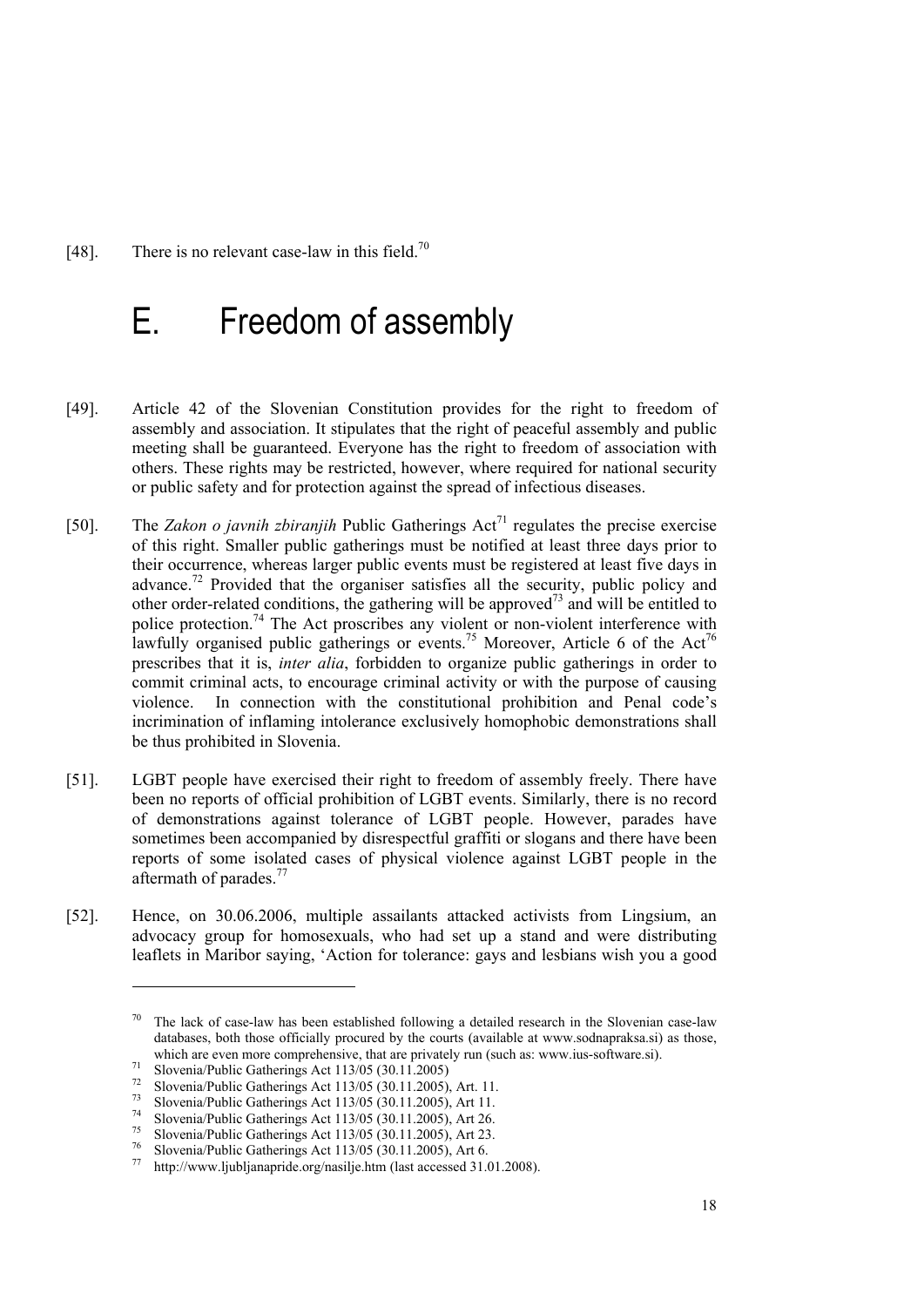[48]. There is no relevant case-law in this field.[70]

# E. Freedom of assembly

[49]. Article 42 of the Slovenian Constitution provides for the right to freedom of assembly and association. It stipulates that the right of peaceful assembly and public meeting shall be guaranteed. Everyone has the right to freedom of association with others. These rights may be restricted, however, where required for national security or public safety and for protection against the spread of infectious diseases.

[50]. The *Zakon o javnih zbiranjih* Public Gatherings Act[71] regulates the precise exercise of this right. Smaller public gatherings must be notified at least three days prior to their occurrence, whereas larger public events must be registered at least five days in advance.[72] Provided that the organiser satisfies all the security, public policy and other order-related conditions, the gathering will be approved[73] and will be entitled to police protection.[74] The Act proscribes any violent or non-violent interference with lawfully organised public gatherings or events.[75] Moreover, Article 6 of the Act[76] prescribes that it is, *inter alia*, forbidden to organize public gatherings in order to commit criminal acts, to encourage criminal activity or with the purpose of causing violence. In connection with the constitutional prohibition and Penal code's incrimination of inflaming intolerance exclusively homophobic demonstrations shall be thus prohibited in Slovenia.

[51]. LGBT people have exercised their right to freedom of assembly freely. There have been no reports of official prohibition of LGBT events. Similarly, there is no record of demonstrations against tolerance of LGBT people. However, parades have sometimes been accompanied by disrespectful graffiti or slogans and there have been reports of some isolated cases of physical violence against LGBT people in the aftermath of parades.[77]

[52]. Hence, on 30.06.2006, multiple assailants attacked activists from Lingsium, an advocacy group for homosexuals, who had set up a stand and were distributing leaflets in Maribor saying, 'Action for tolerance: gays and lesbians wish you a good

---

[70] The lack of case-law has been established following a detailed research in the Slovenian case-law databases, both those officially procured by the courts (available at www.sodnapraksa.si) as those, which are even more comprehensive, that are privately run (such as: www.ius-software.si).

[71] Slovenia/Public Gatherings Act 113/05 (30.11.2005)

[72] Slovenia/Public Gatherings Act 113/05 (30.11.2005), Art. 11.

[73] Slovenia/Public Gatherings Act 113/05 (30.11.2005), Art 11.

[74] Slovenia/Public Gatherings Act 113/05 (30.11.2005), Art 26.

[75] Slovenia/Public Gatherings Act 113/05 (30.11.2005), Art 23.

[76] Slovenia/Public Gatherings Act 113/05 (30.11.2005), Art 6.

[77] http://www.ljubljanapride.org/nasilje.htm (last accessed 31.01.2008).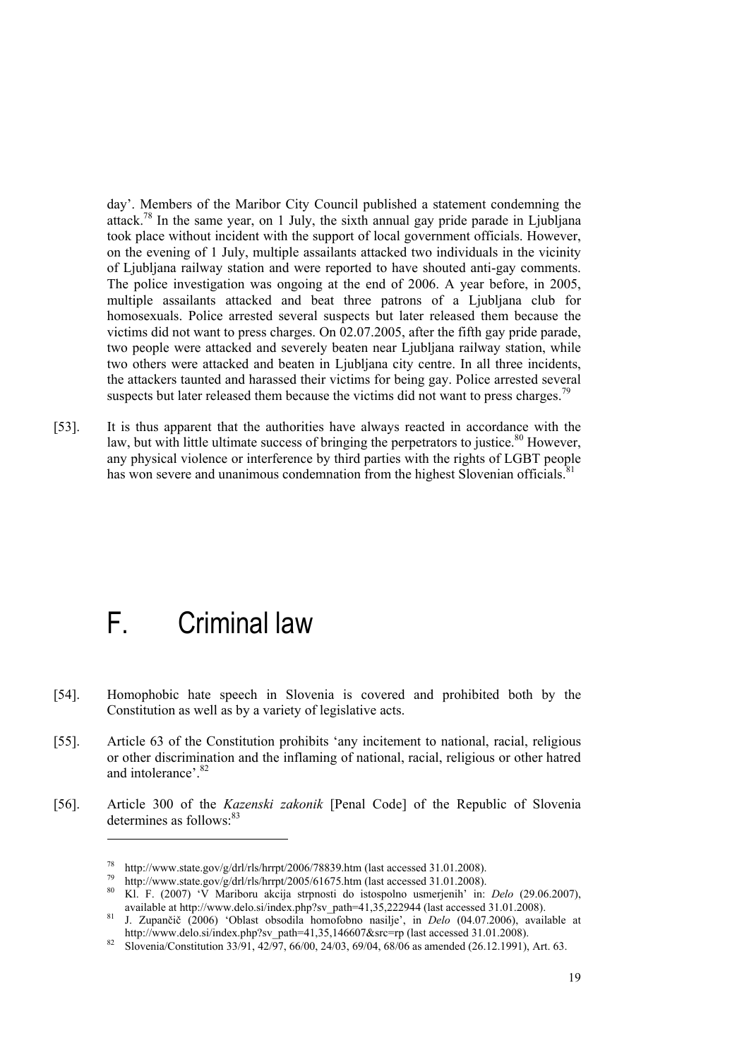day'. Members of the Maribor City Council published a statement condemning the attack.[78] In the same year, on 1 July, the sixth annual gay pride parade in Ljubljana took place without incident with the support of local government officials. However, on the evening of 1 July, multiple assailants attacked two individuals in the vicinity of Ljubljana railway station and were reported to have shouted anti-gay comments. The police investigation was ongoing at the end of 2006. A year before, in 2005, multiple assailants attacked and beat three patrons of a Ljubljana club for homosexuals. Police arrested several suspects but later released them because the victims did not want to press charges. On 02.07.2005, after the fifth gay pride parade, two people were attacked and severely beaten near Ljubljana railway station, while two others were attacked and beaten in Ljubljana city centre. In all three incidents, the attackers taunted and harassed their victims for being gay. Police arrested several suspects but later released them because the victims did not want to press charges.[79]

[53]. It is thus apparent that the authorities have always reacted in accordance with the law, but with little ultimate success of bringing the perpetrators to justice.[80] However, any physical violence or interference by third parties with the rights of LGBT people has won severe and unanimous condemnation from the highest Slovenian officials.[81]

# F. Criminal law

[54]. Homophobic hate speech in Slovenia is covered and prohibited both by the Constitution as well as by a variety of legislative acts.

[55]. Article 63 of the Constitution prohibits 'any incitement to national, racial, religious or other discrimination and the inflaming of national, racial, religious or other hatred and intolerance'.[82]

[56]. Article 300 of the *Kazenski zakonik* [Penal Code] of the Republic of Slovenia determines as follows:[83]

---

[78] http://www.state.gov/g/drl/rls/hrrpt/2006/78839.htm (last accessed 31.01.2008).

[79] http://www.state.gov/g/drl/rls/hrrpt/2005/61675.htm (last accessed 31.01.2008).

[80] Kl. F. (2007) 'V Mariboru akcija strpnosti do istospolno usmerjenih' in: *Delo* (29.06.2007), available at http://www.delo.si/index.php?sv_path=41,35,222944 (last accessed 31.01.2008).

[81] J. Zupančič (2006) 'Oblast obsodila homofobno nasilje', in *Delo* (04.07.2006), available at http://www.delo.si/index.php?sv_path=41,35,146607&src=rp (last accessed 31.01.2008).

[82] Slovenia/Constitution 33/91, 42/97, 66/00, 24/03, 69/04, 68/06 as amended (26.12.1991), Art. 63.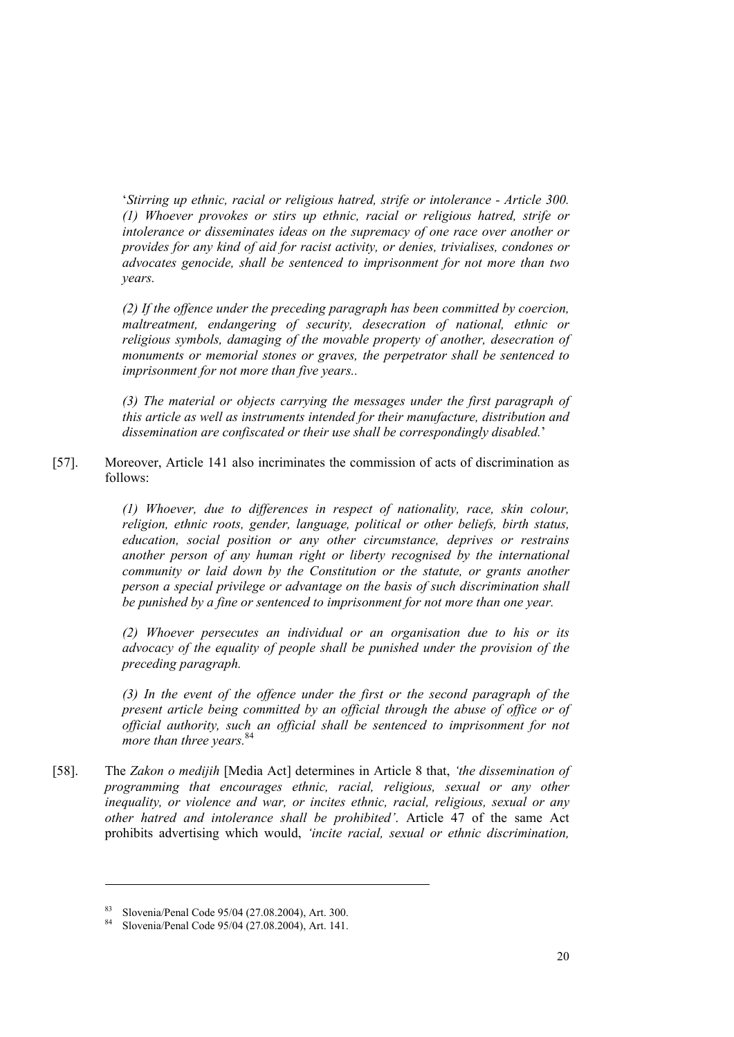'*Stirring up ethnic, racial or religious hatred, strife or intolerance - Article 300. (1) Whoever provokes or stirs up ethnic, racial or religious hatred, strife or intolerance or disseminates ideas on the supremacy of one race over another or provides for any kind of aid for racist activity, or denies, trivialises, condones or advocates genocide, shall be sentenced to imprisonment for not more than two years.*

*(2) If the offence under the preceding paragraph has been committed by coercion, maltreatment, endangering of security, desecration of national, ethnic or religious symbols, damaging of the movable property of another, desecration of monuments or memorial stones or graves, the perpetrator shall be sentenced to imprisonment for not more than five years..*

*(3) The material or objects carrying the messages under the first paragraph of this article as well as instruments intended for their manufacture, distribution and dissemination are confiscated or their use shall be correspondingly disabled.*'

[57]. Moreover, Article 141 also incriminates the commission of acts of discrimination as follows:

*(1) Whoever, due to differences in respect of nationality, race, skin colour, religion, ethnic roots, gender, language, political or other beliefs, birth status, education, social position or any other circumstance, deprives or restrains another person of any human right or liberty recognised by the international community or laid down by the Constitution or the statute, or grants another person a special privilege or advantage on the basis of such discrimination shall be punished by a fine or sentenced to imprisonment for not more than one year.*

*(2) Whoever persecutes an individual or an organisation due to his or its advocacy of the equality of people shall be punished under the provision of the preceding paragraph.*

*(3) In the event of the offence under the first or the second paragraph of the present article being committed by an official through the abuse of office or of official authority, such an official shall be sentenced to imprisonment for not more than three years.*[84]

[58]. The *Zakon o medijih* [Media Act] determines in Article 8 that, *'the dissemination of programming that encourages ethnic, racial, religious, sexual or any other inequality, or violence and war, or incites ethnic, racial, religious, sexual or any other hatred and intolerance shall be prohibited'*. Article 47 of the same Act prohibits advertising which would, *'incite racial, sexual or ethnic discrimination,*

---

[83] Slovenia/Penal Code 95/04 (27.08.2004), Art. 300.

[84] Slovenia/Penal Code 95/04 (27.08.2004), Art. 141.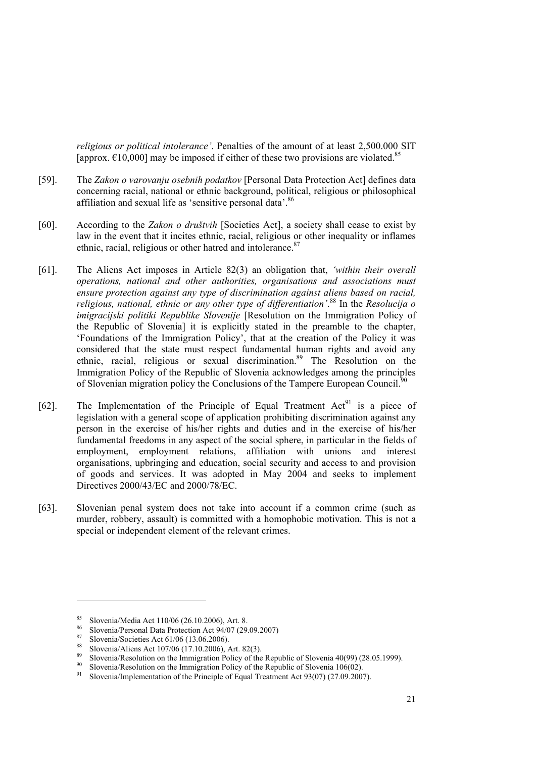*religious or political intolerance'*. Penalties of the amount of at least 2,500.000 SIT [approx. €10,000] may be imposed if either of these two provisions are violated.[85]

[59]. The *Zakon o varovanju osebnih podatkov* [Personal Data Protection Act] defines data concerning racial, national or ethnic background, political, religious or philosophical affiliation and sexual life as 'sensitive personal data'.[86]

[60]. According to the *Zakon o društvih* [Societies Act], a society shall cease to exist by law in the event that it incites ethnic, racial, religious or other inequality or inflames ethnic, racial, religious or other hatred and intolerance.[87]

[61]. The Aliens Act imposes in Article 82(3) an obligation that, *'within their overall operations, national and other authorities, organisations and associations must ensure protection against any type of discrimination against aliens based on racial, religious, national, ethnic or any other type of differentiation'*.[88] In the *Resolucija o imigracijski politiki Republike Slovenije* [Resolution on the Immigration Policy of the Republic of Slovenia] it is explicitly stated in the preamble to the chapter, 'Foundations of the Immigration Policy', that at the creation of the Policy it was considered that the state must respect fundamental human rights and avoid any ethnic, racial, religious or sexual discrimination.[89] The Resolution on the Immigration Policy of the Republic of Slovenia acknowledges among the principles of Slovenian migration policy the Conclusions of the Tampere European Council.[90]

[62]. The Implementation of the Principle of Equal Treatment Act[91] is a piece of legislation with a general scope of application prohibiting discrimination against any person in the exercise of his/her rights and duties and in the exercise of his/her fundamental freedoms in any aspect of the social sphere, in particular in the fields of employment, employment relations, affiliation with unions and interest organisations, upbringing and education, social security and access to and provision of goods and services. It was adopted in May 2004 and seeks to implement Directives 2000/43/EC and 2000/78/EC.

[63]. Slovenian penal system does not take into account if a common crime (such as murder, robbery, assault) is committed with a homophobic motivation. This is not a special or independent element of the relevant crimes.

---

[85] Slovenia/Media Act 110/06 (26.10.2006), Art. 8.

[86] Slovenia/Personal Data Protection Act 94/07 (29.09.2007)

[87] Slovenia/Societies Act 61/06 (13.06.2006).

[88] Slovenia/Aliens Act 107/06 (17.10.2006), Art. 82(3).

[89] Slovenia/Resolution on the Immigration Policy of the Republic of Slovenia 40(99) (28.05.1999).

[90] Slovenia/Resolution on the Immigration Policy of the Republic of Slovenia 106(02).

[91] Slovenia/Implementation of the Principle of Equal Treatment Act 93(07) (27.09.2007).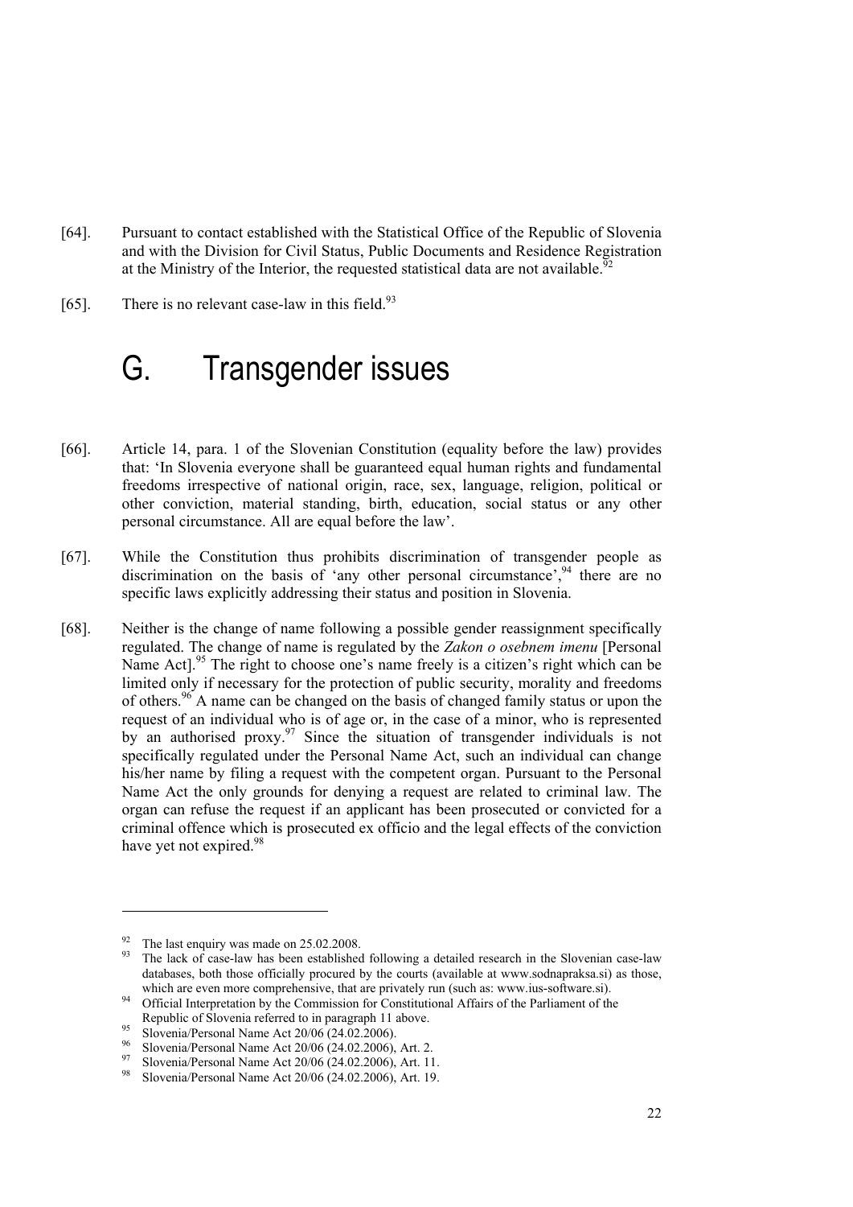[64]. Pursuant to contact established with the Statistical Office of the Republic of Slovenia and with the Division for Civil Status, Public Documents and Residence Registration at the Ministry of the Interior, the requested statistical data are not available.[92]

[65]. There is no relevant case-law in this field.[93]

# G. Transgender issues

[66]. Article 14, para. 1 of the Slovenian Constitution (equality before the law) provides that: 'In Slovenia everyone shall be guaranteed equal human rights and fundamental freedoms irrespective of national origin, race, sex, language, religion, political or other conviction, material standing, birth, education, social status or any other personal circumstance. All are equal before the law'.

[67]. While the Constitution thus prohibits discrimination of transgender people as discrimination on the basis of 'any other personal circumstance',[94] there are no specific laws explicitly addressing their status and position in Slovenia.

[68]. Neither is the change of name following a possible gender reassignment specifically regulated. The change of name is regulated by the *Zakon o osebnem imenu* [Personal Name Act].[95] The right to choose one's name freely is a citizen's right which can be limited only if necessary for the protection of public security, morality and freedoms of others.[96] A name can be changed on the basis of changed family status or upon the request of an individual who is of age or, in the case of a minor, who is represented by an authorised proxy.[97] Since the situation of transgender individuals is not specifically regulated under the Personal Name Act, such an individual can change his/her name by filing a request with the competent organ. Pursuant to the Personal Name Act the only grounds for denying a request are related to criminal law. The organ can refuse the request if an applicant has been prosecuted or convicted for a criminal offence which is prosecuted ex officio and the legal effects of the conviction have yet not expired.[98]

---

[92] The last enquiry was made on 25.02.2008.

[93] The lack of case-law has been established following a detailed research in the Slovenian case-law databases, both those officially procured by the courts (available at www.sodnapraksa.si) as those, which are even more comprehensive, that are privately run (such as: www.ius-software.si).

[94] Official Interpretation by the Commission for Constitutional Affairs of the Parliament of the Republic of Slovenia referred to in paragraph 11 above.

[95] Slovenia/Personal Name Act 20/06 (24.02.2006).

[96] Slovenia/Personal Name Act 20/06 (24.02.2006), Art. 2.

[97] Slovenia/Personal Name Act 20/06 (24.02.2006), Art. 11.

[98] Slovenia/Personal Name Act 20/06 (24.02.2006), Art. 19.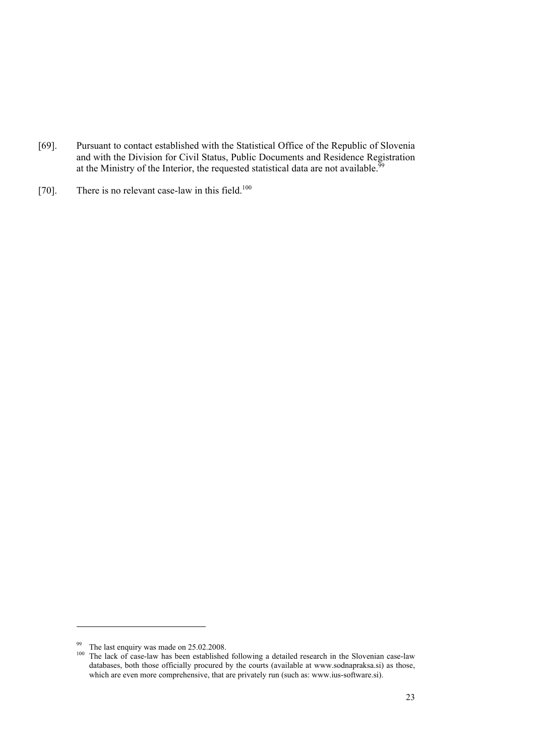[69]. Pursuant to contact established with the Statistical Office of the Republic of Slovenia and with the Division for Civil Status, Public Documents and Residence Registration at the Ministry of the Interior, the requested statistical data are not available.[99]

[70]. There is no relevant case-law in this field.[100]

---

[99] The last enquiry was made on 25.02.2008.

[100] The lack of case-law has been established following a detailed research in the Slovenian case-law databases, both those officially procured by the courts (available at www.sodnapraksa.si) as those, which are even more comprehensive, that are privately run (such as: www.ius-software.si).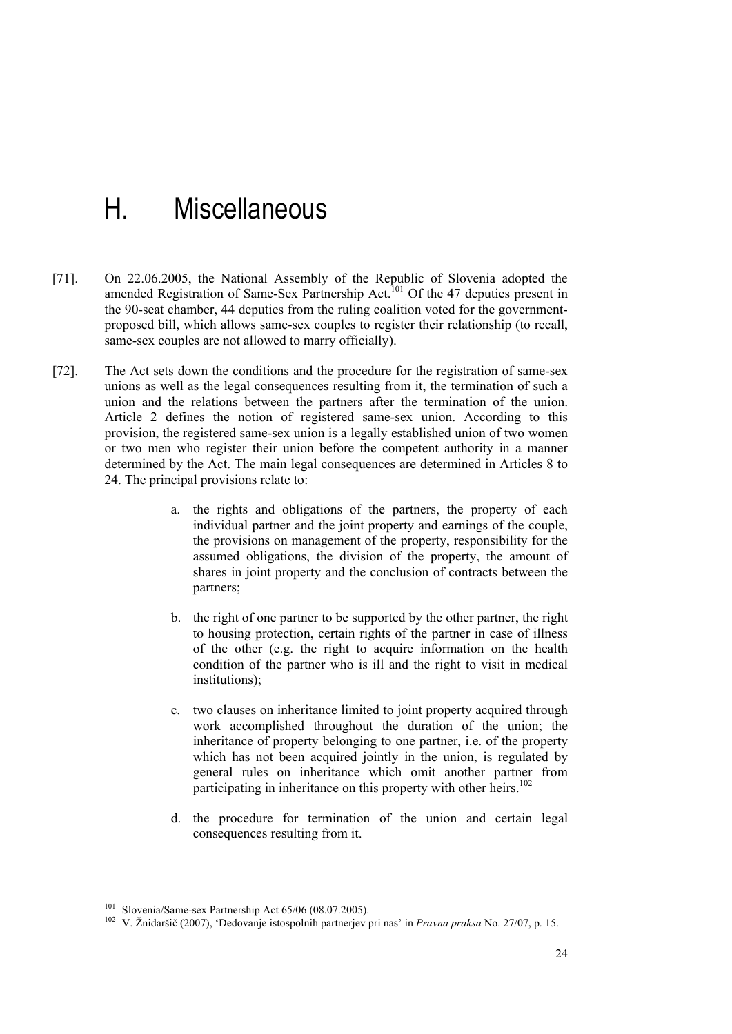# H. Miscellaneous

[71]. On 22.06.2005, the National Assembly of the Republic of Slovenia adopted the amended Registration of Same-Sex Partnership Act.[101] Of the 47 deputies present in the 90-seat chamber, 44 deputies from the ruling coalition voted for the government-proposed bill, which allows same-sex couples to register their relationship (to recall, same-sex couples are not allowed to marry officially).

[72]. The Act sets down the conditions and the procedure for the registration of same-sex unions as well as the legal consequences resulting from it, the termination of such a union and the relations between the partners after the termination of the union. Article 2 defines the notion of registered same-sex union. According to this provision, the registered same-sex union is a legally established union of two women or two men who register their union before the competent authority in a manner determined by the Act. The main legal consequences are determined in Articles 8 to 24. The principal provisions relate to:

a. the rights and obligations of the partners, the property of each individual partner and the joint property and earnings of the couple, the provisions on management of the property, responsibility for the assumed obligations, the division of the property, the amount of shares in joint property and the conclusion of contracts between the partners;

b. the right of one partner to be supported by the other partner, the right to housing protection, certain rights of the partner in case of illness of the other (e.g. the right to acquire information on the health condition of the partner who is ill and the right to visit in medical institutions);

c. two clauses on inheritance limited to joint property acquired through work accomplished throughout the duration of the union; the inheritance of property belonging to one partner, i.e. of the property which has not been acquired jointly in the union, is regulated by general rules on inheritance which omit another partner from participating in inheritance on this property with other heirs.[102]

d. the procedure for termination of the union and certain legal consequences resulting from it.

---

[101] Slovenia/Same-sex Partnership Act 65/06 (08.07.2005).

[102] V. Žnidaršič (2007), 'Dedovanje istospolnih partnerjev pri nas' in *Pravna praksa* No. 27/07, p. 15.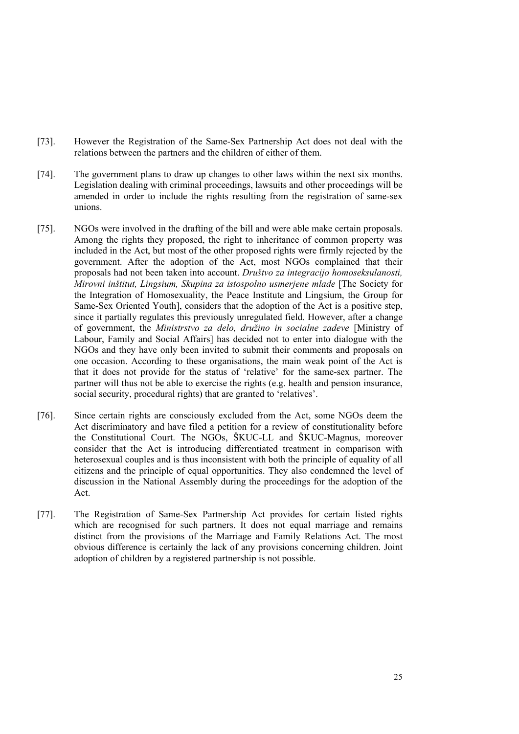[73]. However the Registration of the Same-Sex Partnership Act does not deal with the relations between the partners and the children of either of them.

[74]. The government plans to draw up changes to other laws within the next six months. Legislation dealing with criminal proceedings, lawsuits and other proceedings will be amended in order to include the rights resulting from the registration of same-sex unions.

[75]. NGOs were involved in the drafting of the bill and were able make certain proposals. Among the rights they proposed, the right to inheritance of common property was included in the Act, but most of the other proposed rights were firmly rejected by the government. After the adoption of the Act, most NGOs complained that their proposals had not been taken into account. *Društvo za integracijo homoseksulanosti, Mirovni inštitut, Lingsium, Skupina za istospolno usmerjene mlade* [The Society for the Integration of Homosexuality, the Peace Institute and Lingsium, the Group for Same-Sex Oriented Youth], considers that the adoption of the Act is a positive step, since it partially regulates this previously unregulated field. However, after a change of government, the *Ministrstvo za delo, družino in socialne zadeve* [Ministry of Labour, Family and Social Affairs] has decided not to enter into dialogue with the NGOs and they have only been invited to submit their comments and proposals on one occasion. According to these organisations, the main weak point of the Act is that it does not provide for the status of 'relative' for the same-sex partner. The partner will thus not be able to exercise the rights (e.g. health and pension insurance, social security, procedural rights) that are granted to 'relatives'.

[76]. Since certain rights are consciously excluded from the Act, some NGOs deem the Act discriminatory and have filed a petition for a review of constitutionality before the Constitutional Court. The NGOs, ŠKUC-LL and ŠKUC-Magnus, moreover consider that the Act is introducing differentiated treatment in comparison with heterosexual couples and is thus inconsistent with both the principle of equality of all citizens and the principle of equal opportunities. They also condemned the level of discussion in the National Assembly during the proceedings for the adoption of the Act.

[77]. The Registration of Same-Sex Partnership Act provides for certain listed rights which are recognised for such partners. It does not equal marriage and remains distinct from the provisions of the Marriage and Family Relations Act. The most obvious difference is certainly the lack of any provisions concerning children. Joint adoption of children by a registered partnership is not possible.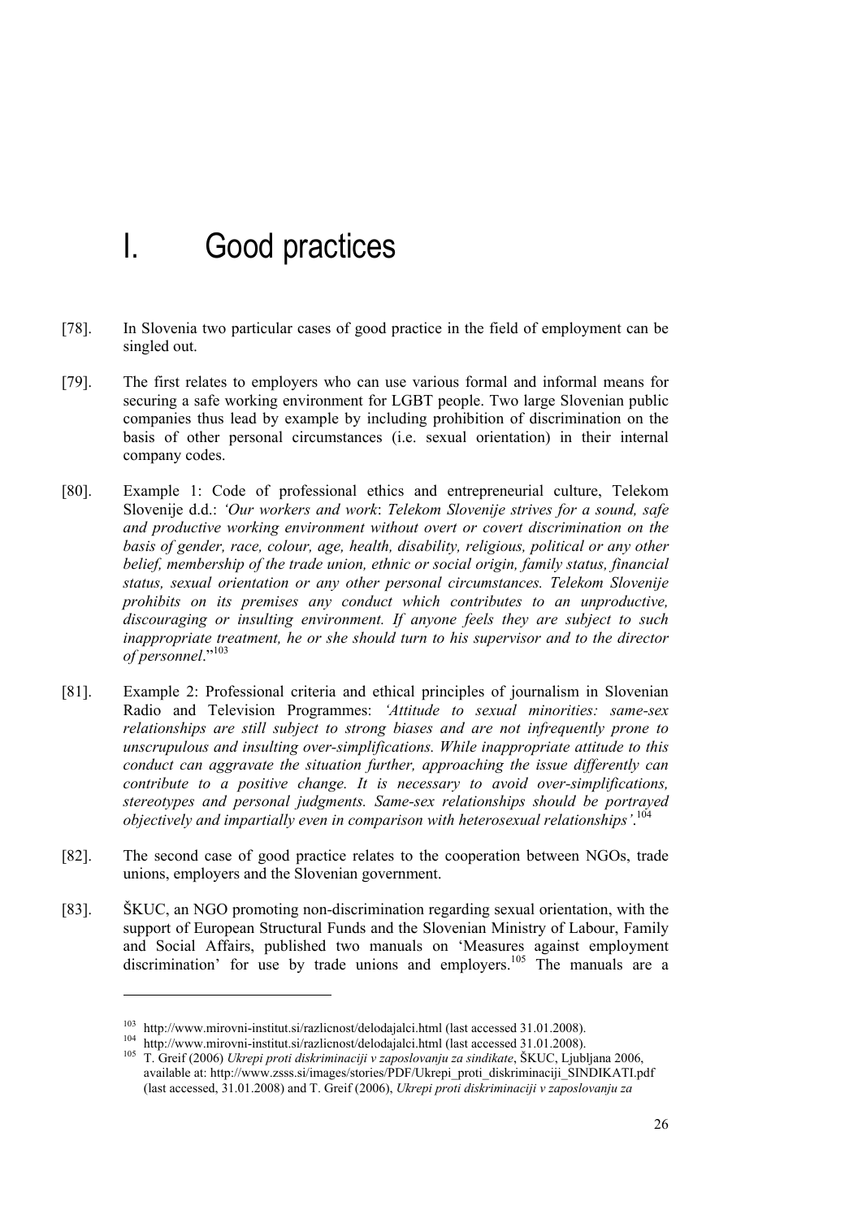# I. Good practices

[78]. In Slovenia two particular cases of good practice in the field of employment can be singled out.

[79]. The first relates to employers who can use various formal and informal means for securing a safe working environment for LGBT people. Two large Slovenian public companies thus lead by example by including prohibition of discrimination on the basis of other personal circumstances (i.e. sexual orientation) in their internal company codes.

[80]. Example 1: Code of professional ethics and entrepreneurial culture, Telekom Slovenije d.d.: *'Our workers and work*: *Telekom Slovenije strives for a sound, safe and productive working environment without overt or covert discrimination on the basis of gender, race, colour, age, health, disability, religious, political or any other belief, membership of the trade union, ethnic or social origin, family status, financial status, sexual orientation or any other personal circumstances. Telekom Slovenije prohibits on its premises any conduct which contributes to an unproductive, discouraging or insulting environment. If anyone feels they are subject to such inappropriate treatment, he or she should turn to his supervisor and to the director of personnel*."[103]

[81]. Example 2: Professional criteria and ethical principles of journalism in Slovenian Radio and Television Programmes: *'Attitude to sexual minorities: same-sex relationships are still subject to strong biases and are not infrequently prone to unscrupulous and insulting over-simplifications. While inappropriate attitude to this conduct can aggravate the situation further, approaching the issue differently can contribute to a positive change. It is necessary to avoid over-simplifications, stereotypes and personal judgments. Same-sex relationships should be portrayed objectively and impartially even in comparison with heterosexual relationships'*.[104]

[82]. The second case of good practice relates to the cooperation between NGOs, trade unions, employers and the Slovenian government.

[83]. ŠKUC, an NGO promoting non-discrimination regarding sexual orientation, with the support of European Structural Funds and the Slovenian Ministry of Labour, Family and Social Affairs, published two manuals on 'Measures against employment discrimination' for use by trade unions and employers.[105] The manuals are a

---

[103] http://www.mirovni-institut.si/razlicnost/delodajalci.html (last accessed 31.01.2008).

[104] http://www.mirovni-institut.si/razlicnost/delodajalci.html (last accessed 31.01.2008).

[105] T. Greif (2006) *Ukrepi proti diskriminaciji v zaposlovanju za sindikate*, ŠKUC, Ljubljana 2006, available at: http://www.zsss.si/images/stories/PDF/Ukrepi_proti_diskriminaciji_SINDIKATI.pdf (last accessed, 31.01.2008) and T. Greif (2006), *Ukrepi proti diskriminaciji v zaposlovanju za*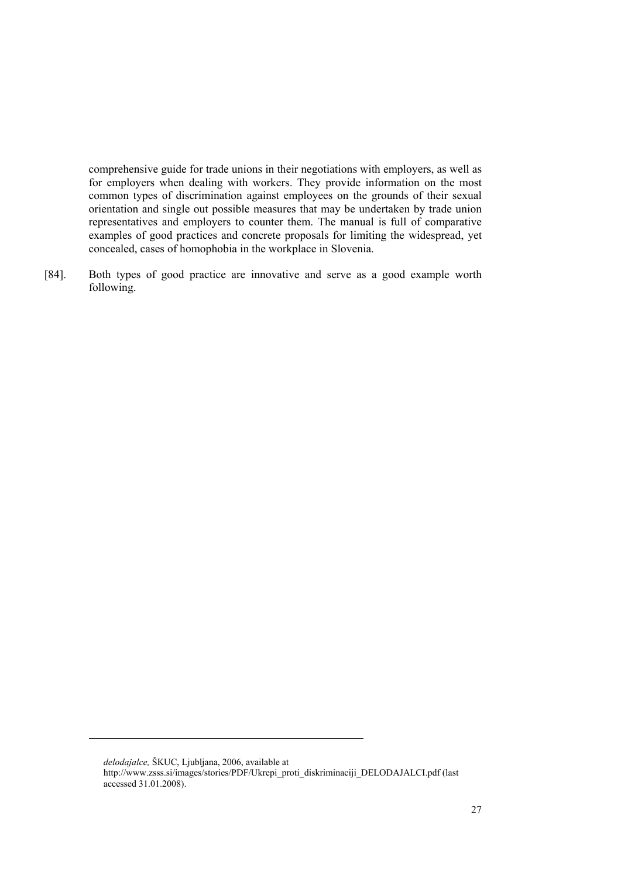comprehensive guide for trade unions in their negotiations with employers, as well as for employers when dealing with workers. They provide information on the most common types of discrimination against employees on the grounds of their sexual orientation and single out possible measures that may be undertaken by trade union representatives and employers to counter them. The manual is full of comparative examples of good practices and concrete proposals for limiting the widespread, yet concealed, cases of homophobia in the workplace in Slovenia.

[84]. Both types of good practice are innovative and serve as a good example worth following.

---

*delodajalce,* ŠKUC, Ljubljana, 2006, available at http://www.zsss.si/images/stories/PDF/Ukrepi_proti_diskriminaciji_DELODAJALCI.pdf (last accessed 31.01.2008).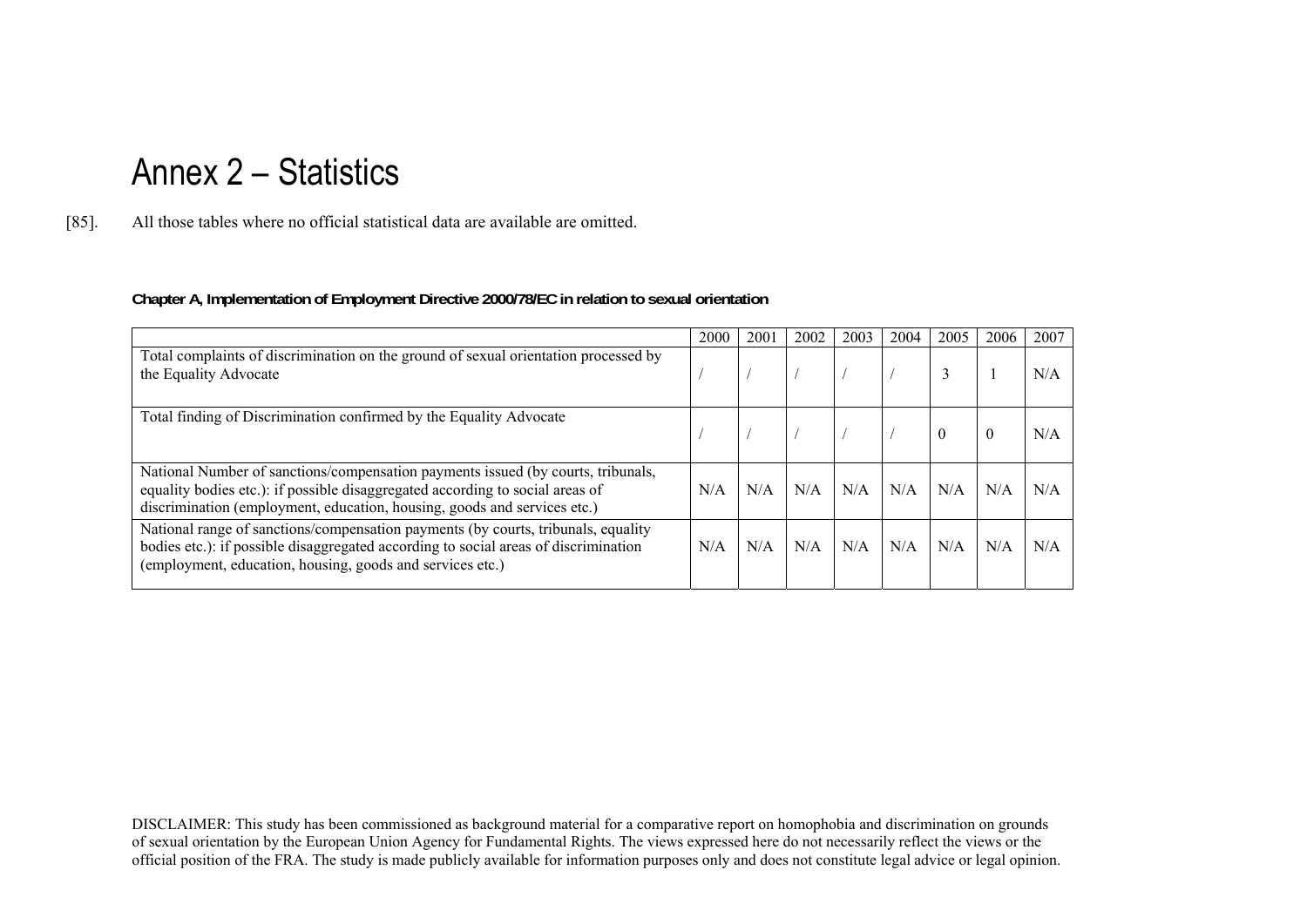# Annex 2 – Statistics

[85]. All those tables where no official statistical data are available are omitted.

**Chapter A, Implementation of Employment Directive 2000/78/EC in relation to sexual orientation**

| | 2000 | 2001 | 2002 | 2003 | 2004 | 2005 | 2006 | 2007 |
|---|---|---|---|---|---|---|---|---|
| Total complaints of discrimination on the ground of sexual orientation processed by the Equality Advocate | / | / | / | / | / | 3 | 1 | N/A |
| Total finding of Discrimination confirmed by the Equality Advocate | / | / | / | / | / | 0 | 0 | N/A |
| National Number of sanctions/compensation payments issued (by courts, tribunals, equality bodies etc.): if possible disaggregated according to social areas of discrimination (employment, education, housing, goods and services etc.) | N/A | N/A | N/A | N/A | N/A | N/A | N/A | N/A |
| National range of sanctions/compensation payments (by courts, tribunals, equality bodies etc.): if possible disaggregated according to social areas of discrimination (employment, education, housing, goods and services etc.) | N/A | N/A | N/A | N/A | N/A | N/A | N/A | N/A |

DISCLAIMER: This study has been commissioned as background material for a comparative report on homophobia and discrimination on grounds of sexual orientation by the European Union Agency for Fundamental Rights. The views expressed here do not necessarily reflect the views or the official position of the FRA. The study is made publicly available for information purposes only and does not constitute legal advice or legal opinion.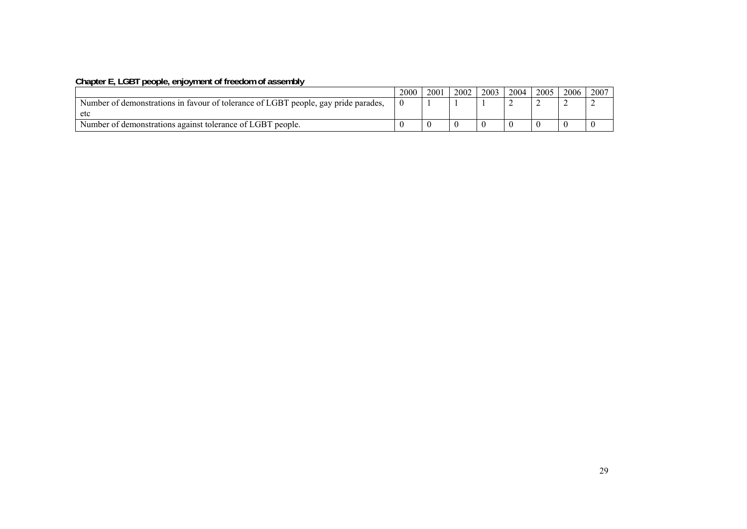**Chapter E, LGBT people, enjoyment of freedom of assembly**

| | 2000 | 2001 | 2002 | 2003 | 2004 | 2005 | 2006 | 2007 |
|---|---|---|---|---|---|---|---|---|
| Number of demonstrations in favour of tolerance of LGBT people, gay pride parades, etc | 0 | 1 | 1 | 1 | 2 | 2 | 2 | 2 |
| Number of demonstrations against tolerance of LGBT people. | 0 | 0 | 0 | 0 | 0 | 0 | 0 | 0 |